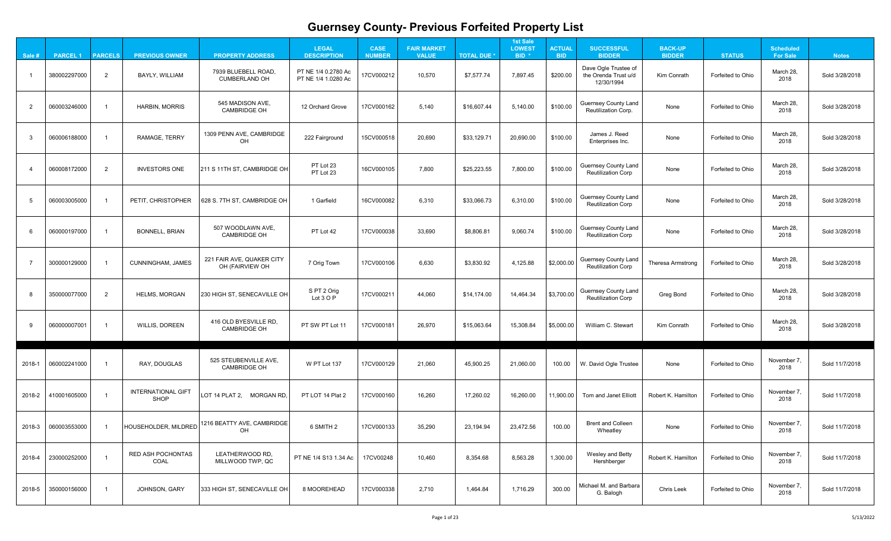# Guernsey County- Previous Forfeited Property List

| Sale # | PARCEL 1 | PARCELS | PREVIOUS OWNER | PROPERTY ADDRESS | LEGAL DESCRIPTION | CASE NUMBER | FAIR MARKET VALUE | TOTAL DUE * | 1st Sale LOWEST BID * | ACTUAL BID | SUCCESSFUL BIDDER | BACK-UP BIDDER | STATUS | Scheduled For Sale | Notes |
|---|---|---|---|---|---|---|---|---|---|---|---|---|---|---|---|
| 1 | 380002297000 | 2 | BAYLY, WILLIAM | 7939 BLUEBELL ROAD, CUMBERLAND OH | PT NE 1/4 0.2780 Ac PT NE 1/4 1.0280 Ac | 17CV000212 | 10,570 | $7,577.74 | 7,897.45 | $200.00 | Dave Ogle Trustee of the Orenda Trust u/d 12/30/1994 | Kim Conrath | Forfeited to Ohio | March 28, 2018 | Sold 3/28/2018 |
| 2 | 060003246000 | 1 | HARBIN, MORRIS | 545 MADISON AVE, CAMBRIDGE OH | 12 Orchard Grove | 17CV000162 | 5,140 | $16,607.44 | 5,140.00 | $100.00 | Guernsey County Land Reutilization Corp. | None | Forfeited to Ohio | March 28, 2018 | Sold 3/28/2018 |
| 3 | 060006188000 | 1 | RAMAGE, TERRY | 1309 PENN AVE, CAMBRIDGE OH | 222 Fairground | 15CV000518 | 20,690 | $33,129.71 | 20,690.00 | $100.00 | James J. Reed Enterprises Inc. | None | Forfeited to Ohio | March 28, 2018 | Sold 3/28/2018 |
| 4 | 060008172000 | 2 | INVESTORS ONE | 211 S 11TH ST, CAMBRIDGE OH | PT Lot 23 PT Lot 23 | 16CV000105 | 7,800 | $25,223.55 | 7,800.00 | $100.00 | Guernsey County Land Reutilization Corp | None | Forfeited to Ohio | March 28, 2018 | Sold 3/28/2018 |
| 5 | 060003005000 | 1 | PETIT, CHRISTOPHER | 628 S. 7TH ST, CAMBRIDGE OH | 1 Garfield | 16CV000082 | 6,310 | $33,066.73 | 6,310.00 | $100.00 | Guernsey County Land Reutilization Corp | None | Forfeited to Ohio | March 28, 2018 | Sold 3/28/2018 |
| 6 | 060000197000 | 1 | BONNELL, BRIAN | 507 WOODLAWN AVE, CAMBRIDGE OH | PT Lot 42 | 17CV000038 | 33,690 | $8,806.81 | 9,060.74 | $100.00 | Guernsey County Land Reutilization Corp | None | Forfeited to Ohio | March 28, 2018 | Sold 3/28/2018 |
| 7 | 300000129000 | 1 | CUNNINGHAM, JAMES | 221 FAIR AVE, QUAKER CITY OH (FAIRVIEW OH | 7 Orig Town | 17CV000106 | 6,630 | $3,830.92 | 4,125.88 | $2,000.00 | Guernsey County Land Reutilization Corp | Theresa Armstrong | Forfeited to Ohio | March 28, 2018 | Sold 3/28/2018 |
| 8 | 350000077000 | 2 | HELMS, MORGAN | 230 HIGH ST, SENECAVILLE OH | S PT 2 Orig Lot 3 O P | 17CV000211 | 44,060 | $14,174.00 | 14,464.34 | $3,700.00 | Guernsey County Land Reutilization Corp | Greg Bond | Forfeited to Ohio | March 28, 2018 | Sold 3/28/2018 |
| 9 | 060000007001 | 1 | WILLIS, DOREEN | 416 OLD BYESVILLE RD, CAMBRIDGE OH | PT SW PT Lot 11 | 17CV000181 | 26,970 | $15,063.64 | 15,308.84 | $5,000.00 | William C. Stewart | Kim Conrath | Forfeited to Ohio | March 28, 2018 | Sold 3/28/2018 |
| 2018-1 | 060002241000 | 1 | RAY, DOUGLAS | 525 STEUBENVILLE AVE, CAMBRIDGE OH | W PT Lot 137 | 17CV000129 | 21,060 | 45,900.25 | 21,060.00 | 100.00 | W. David Ogle Trustee | None | Forfeited to Ohio | November 7, 2018 | Sold 11/7/2018 |
| 2018-2 | 410001605000 | 1 | INTERNATIONAL GIFT SHOP | LOT 14 PLAT 2, MORGAN RD, | PT LOT 14 Plat 2 | 17CV000160 | 16,260 | 17,260.02 | 16,260.00 | 11,900.00 | Tom and Janet Elliott | Robert K. Hamilton | Forfeited to Ohio | November 7, 2018 | Sold 11/7/2018 |
| 2018-3 | 060003553000 | 1 | HOUSEHOLDER, MILDRED | 1216 BEATTY AVE, CAMBRIDGE OH | 6 SMITH 2 | 17CV000133 | 35,290 | 23,194.94 | 23,472.56 | 100.00 | Brent and Colleen Wheatley | None | Forfeited to Ohio | November 7, 2018 | Sold 11/7/2018 |
| 2018-4 | 230000252000 | 1 | RED ASH POCHONTAS COAL | LEATHERWOOD RD, MILLWOOD TWP, QC | PT NE 1/4 S13 1.34 Ac | 17CV00248 | 10,460 | 8,354.68 | 8,563.28 | 1,300.00 | Wesley and Betty Hershberger | Robert K. Hamilton | Forfeited to Ohio | November 7, 2018 | Sold 11/7/2018 |
| 2018-5 | 350000156000 | 1 | JOHNSON, GARY | 333 HIGH ST, SENECAVILLE OH | 8 MOOREHEAD | 17CV000338 | 2,710 | 1,464.84 | 1,716.29 | 300.00 | Michael M. and Barbara G. Balogh | Chris Leek | Forfeited to Ohio | November 7, 2018 | Sold 11/7/2018 |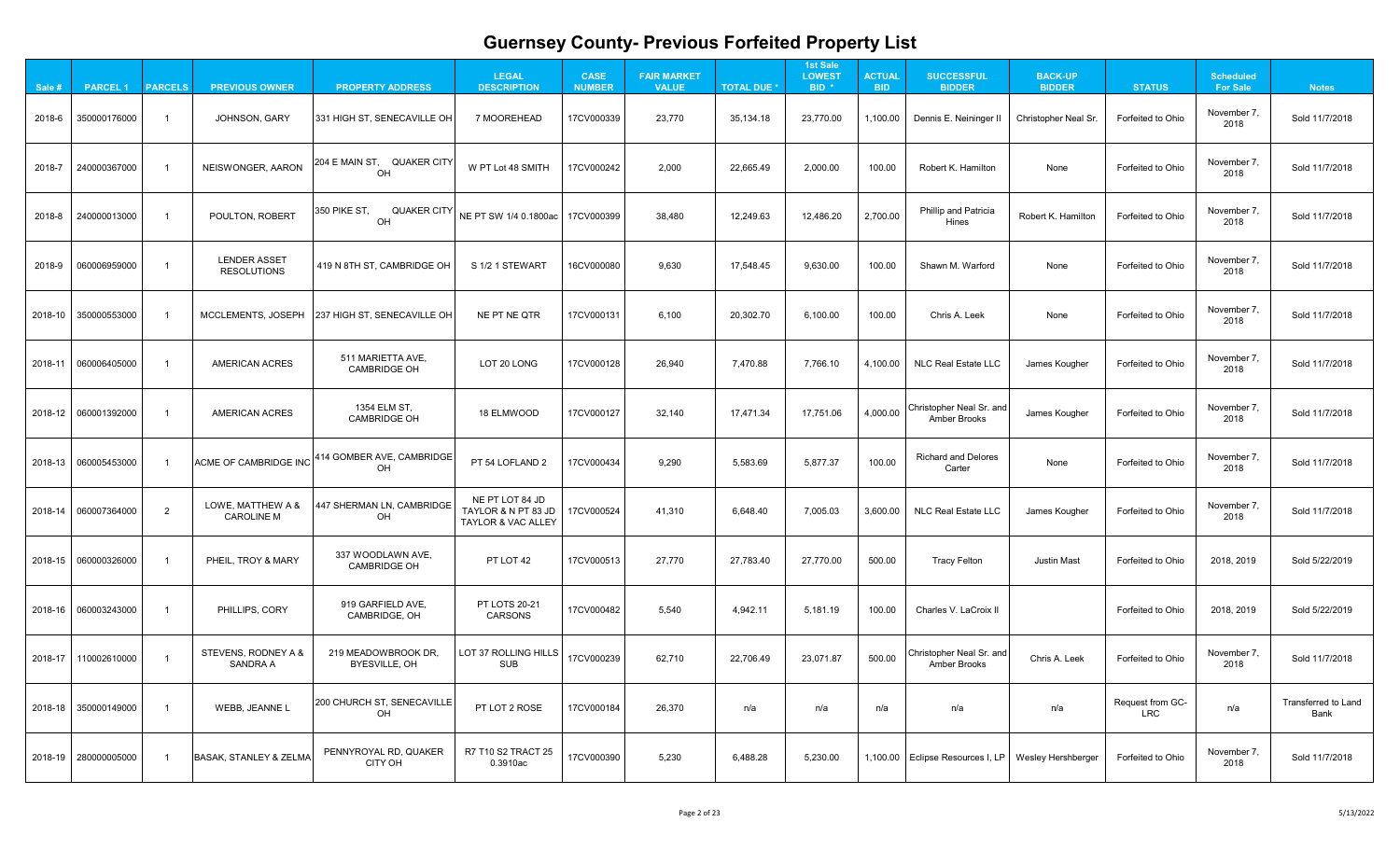# Guernsey County- Previous Forfeited Property List

| Sale # | PARCEL 1 | PARCELS | PREVIOUS OWNER | PROPERTY ADDRESS | LEGAL DESCRIPTION | CASE NUMBER | FAIR MARKET VALUE | TOTAL DUE * | 1st Sale LOWEST BID * | ACTUAL BID | SUCCESSFUL BIDDER | BACK-UP BIDDER | STATUS | Scheduled For Sale | Notes |
|---|---|---|---|---|---|---|---|---|---|---|---|---|---|---|---|
| 2018-6 | 350000176000 | 1 | JOHNSON, GARY | 331 HIGH ST, SENECAVILLE OH | 7 MOOREHEAD | 17CV000339 | 23,770 | 35,134.18 | 23,770.00 | 1,100.00 | Dennis E. Neininger II | Christopher Neal Sr. | Forfeited to Ohio | November 7, 2018 | Sold 11/7/2018 |
| 2018-7 | 240000367000 | 1 | NEISWONGER, AARON | 204 E MAIN ST, QUAKER CITY OH | W PT Lot 48 SMITH | 17CV000242 | 2,000 | 22,665.49 | 2,000.00 | 100.00 | Robert K. Hamilton | None | Forfeited to Ohio | November 7, 2018 | Sold 11/7/2018 |
| 2018-8 | 240000013000 | 1 | POULTON, ROBERT | 350 PIKE ST, QUAKER CITY OH | NE PT SW 1/4 0.1800ac | 17CV000399 | 38,480 | 12,249.63 | 12,486.20 | 2,700.00 | Phillip and Patricia Hines | Robert K. Hamilton | Forfeited to Ohio | November 7, 2018 | Sold 11/7/2018 |
| 2018-9 | 060006959000 | 1 | LENDER ASSET RESOLUTIONS | 419 N 8TH ST, CAMBRIDGE OH | S 1/2 1 STEWART | 16CV000080 | 9,630 | 17,548.45 | 9,630.00 | 100.00 | Shawn M. Warford | None | Forfeited to Ohio | November 7, 2018 | Sold 11/7/2018 |
| 2018-10 | 350000553000 | 1 | MCCLEMENTS, JOSEPH | 237 HIGH ST, SENECAVILLE OH | NE PT NE QTR | 17CV000131 | 6,100 | 20,302.70 | 6,100.00 | 100.00 | Chris A. Leek | None | Forfeited to Ohio | November 7, 2018 | Sold 11/7/2018 |
| 2018-11 | 060006405000 | 1 | AMERICAN ACRES | 511 MARIETTA AVE, CAMBRIDGE OH | LOT 20 LONG | 17CV000128 | 26,940 | 7,470.88 | 7,766.10 | 4,100.00 | NLC Real Estate LLC | James Kougher | Forfeited to Ohio | November 7, 2018 | Sold 11/7/2018 |
| 2018-12 | 060001392000 | 1 | AMERICAN ACRES | 1354 ELM ST, CAMBRIDGE OH | 18 ELMWOOD | 17CV000127 | 32,140 | 17,471.34 | 17,751.06 | 4,000.00 | Christopher Neal Sr. and Amber Brooks | James Kougher | Forfeited to Ohio | November 7, 2018 | Sold 11/7/2018 |
| 2018-13 | 060005453000 | 1 | ACME OF CAMBRIDGE INC | 414 GOMBER AVE, CAMBRIDGE OH | PT 54 LOFLAND 2 | 17CV000434 | 9,290 | 5,583.69 | 5,877.37 | 100.00 | Richard and Delores Carter | None | Forfeited to Ohio | November 7, 2018 | Sold 11/7/2018 |
| 2018-14 | 060007364000 | 2 | LOWE, MATTHEW A & CAROLINE M | 447 SHERMAN LN, CAMBRIDGE OH | NE PT LOT 84 JD TAYLOR & N PT 83 JD TAYLOR & VAC ALLEY | 17CV000524 | 41,310 | 6,648.40 | 7,005.03 | 3,600.00 | NLC Real Estate LLC | James Kougher | Forfeited to Ohio | November 7, 2018 | Sold 11/7/2018 |
| 2018-15 | 060000326000 | 1 | PHEIL, TROY & MARY | 337 WOODLAWN AVE, CAMBRIDGE OH | PT LOT 42 | 17CV000513 | 27,770 | 27,783.40 | 27,770.00 | 500.00 | Tracy Felton | Justin Mast | Forfeited to Ohio | 2018, 2019 | Sold 5/22/2019 |
| 2018-16 | 060003243000 | 1 | PHILLIPS, CORY | 919 GARFIELD AVE, CAMBRIDGE, OH | PT LOTS 20-21 CARSONS | 17CV000482 | 5,540 | 4,942.11 | 5,181.19 | 100.00 | Charles V. LaCroix II | | Forfeited to Ohio | 2018, 2019 | Sold 5/22/2019 |
| 2018-17 | 110002610000 | 1 | STEVENS, RODNEY A & SANDRA A | 219 MEADOWBROOK DR, BYESVILLE, OH | LOT 37 ROLLING HILLS SUB | 17CV000239 | 62,710 | 22,706.49 | 23,071.87 | 500.00 | Christopher Neal Sr. and Amber Brooks | Chris A. Leek | Forfeited to Ohio | November 7, 2018 | Sold 11/7/2018 |
| 2018-18 | 350000149000 | 1 | WEBB, JEANNE L | 200 CHURCH ST, SENECAVILLE OH | PT LOT 2 ROSE | 17CV000184 | 26,370 | n/a | n/a | n/a | n/a | n/a | Request from GC-LRC | n/a | Transferred to Land Bank |
| 2018-19 | 280000005000 | 1 | BASAK, STANLEY & ZELMA | PENNYROYAL RD, QUAKER CITY OH | R7 T10 S2 TRACT 25 0.3910ac | 17CV000390 | 5,230 | 6,488.28 | 5,230.00 | 1,100.00 | Eclipse Resources I, LP | Wesley Hershberger | Forfeited to Ohio | November 7, 2018 | Sold 11/7/2018 |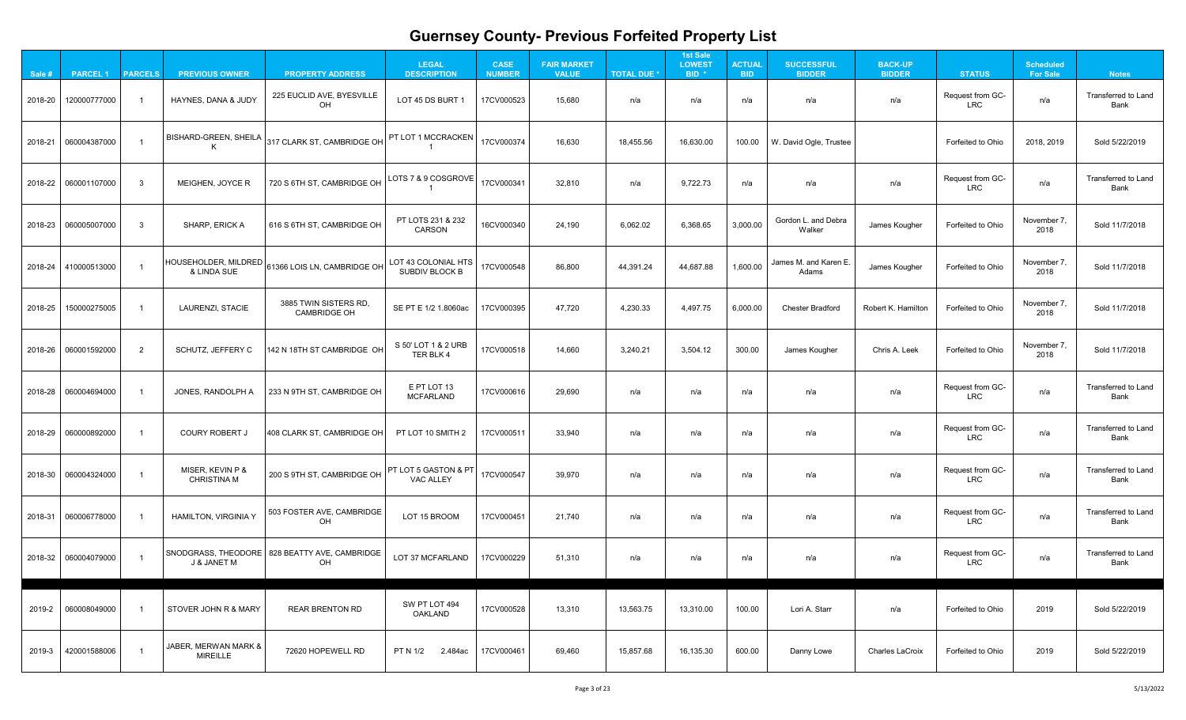# Guernsey County- Previous Forfeited Property List

| Sale # | PARCEL 1 | PARCELS | PREVIOUS OWNER | PROPERTY ADDRESS | LEGAL DESCRIPTION | CASE NUMBER | FAIR MARKET VALUE | TOTAL DUE * | 1st Sale LOWEST BID * | ACTUAL BID | SUCCESSFUL BIDDER | BACK-UP BIDDER | STATUS | Scheduled For Sale | Notes |
|---|---|---|---|---|---|---|---|---|---|---|---|---|---|---|---|
| 2018-20 | 120000777000 | 1 | HAYNES, DANA & JUDY | 225 EUCLID AVE, BYESVILLE OH | LOT 45 DS BURT 1 | 17CV000523 | 15,680 | n/a | n/a | n/a | n/a | n/a | Request from GC-LRC | n/a | Transferred to Land Bank |
| 2018-21 | 060004387000 | 1 | BISHARD-GREEN, SHEILA K | 317 CLARK ST, CAMBRIDGE OH | PT LOT 1 MCCRACKEN 1 | 17CV000374 | 16,630 | 18,455.56 | 16,630.00 | 100.00 | W. David Ogle, Trustee | | Forfeited to Ohio | 2018, 2019 | Sold 5/22/2019 |
| 2018-22 | 060001107000 | 3 | MEIGHEN, JOYCE R | 720 S 6TH ST, CAMBRIDGE OH | LOTS 7 & 9 COSGROVE 1 | 17CV000341 | 32,810 | n/a | 9,722.73 | n/a | n/a | n/a | Request from GC-LRC | n/a | Transferred to Land Bank |
| 2018-23 | 060005007000 | 3 | SHARP, ERICK A | 616 S 6TH ST, CAMBRIDGE OH | PT LOTS 231 & 232 CARSON | 16CV000340 | 24,190 | 6,062.02 | 6,368.65 | 3,000.00 | Gordon L. and Debra Walker | James Kougher | Forfeited to Ohio | November 7, 2018 | Sold 11/7/2018 |
| 2018-24 | 410000513000 | 1 | HOUSEHOLDER, MILDRED & LINDA SUE | 61366 LOIS LN, CAMBRIDGE OH | LOT 43 COLONIAL HTS SUBDIV BLOCK B | 17CV000548 | 86,800 | 44,391.24 | 44,687.88 | 1,600.00 | James M. and Karen E. Adams | James Kougher | Forfeited to Ohio | November 7, 2018 | Sold 11/7/2018 |
| 2018-25 | 150000275005 | 1 | LAURENZI, STACIE | 3885 TWIN SISTERS RD, CAMBRIDGE OH | SE PT E 1/2 1.8060ac | 17CV000395 | 47,720 | 4,230.33 | 4,497.75 | 6,000.00 | Chester Bradford | Robert K. Hamilton | Forfeited to Ohio | November 7, 2018 | Sold 11/7/2018 |
| 2018-26 | 060001592000 | 2 | SCHUTZ, JEFFERY C | 142 N 18TH ST CAMBRIDGE OH | S 50' LOT 1 & 2 URB TER BLK 4 | 17CV000518 | 14,660 | 3,240.21 | 3,504.12 | 300.00 | James Kougher | Chris A. Leek | Forfeited to Ohio | November 7, 2018 | Sold 11/7/2018 |
| 2018-28 | 060004694000 | 1 | JONES, RANDOLPH A | 233 N 9TH ST, CAMBRIDGE OH | E PT LOT 13 MCFARLAND | 17CV000616 | 29,690 | n/a | n/a | n/a | n/a | n/a | Request from GC-LRC | n/a | Transferred to Land Bank |
| 2018-29 | 060000892000 | 1 | COURY ROBERT J | 408 CLARK ST, CAMBRIDGE OH | PT LOT 10 SMITH 2 | 17CV000511 | 33,940 | n/a | n/a | n/a | n/a | n/a | Request from GC-LRC | n/a | Transferred to Land Bank |
| 2018-30 | 060004324000 | 1 | MISER, KEVIN P & CHRISTINA M | 200 S 9TH ST, CAMBRIDGE OH | PT LOT 5 GASTON & PT VAC ALLEY | 17CV000547 | 39,970 | n/a | n/a | n/a | n/a | n/a | Request from GC-LRC | n/a | Transferred to Land Bank |
| 2018-31 | 060006778000 | 1 | HAMILTON, VIRGINIA Y | 503 FOSTER AVE, CAMBRIDGE OH | LOT 15 BROOM | 17CV000451 | 21,740 | n/a | n/a | n/a | n/a | n/a | Request from GC-LRC | n/a | Transferred to Land Bank |
| 2018-32 | 060004079000 | 1 | SNODGRASS, THEODORE J & JANET M | 828 BEATTY AVE, CAMBRIDGE OH | LOT 37 MCFARLAND | 17CV000229 | 51,310 | n/a | n/a | n/a | n/a | n/a | Request from GC-LRC | n/a | Transferred to Land Bank |
| | | | | | | | | | | | | | | | |
| 2019-2 | 060008049000 | 1 | STOVER JOHN R & MARY | REAR BRENTON RD | SW PT LOT 494 OAKLAND | 17CV000528 | 13,310 | 13,563.75 | 13,310.00 | 100.00 | Lori A. Starr | n/a | Forfeited to Ohio | 2019 | Sold 5/22/2019 |
| 2019-3 | 420001588006 | 1 | JABER, MERWAN MARK & MIREILLE | 72620 HOPEWELL RD | PT N 1/2 2.484ac | 17CV000461 | 69,460 | 15,857.68 | 16,135.30 | 600.00 | Danny Lowe | Charles LaCroix | Forfeited to Ohio | 2019 | Sold 5/22/2019 |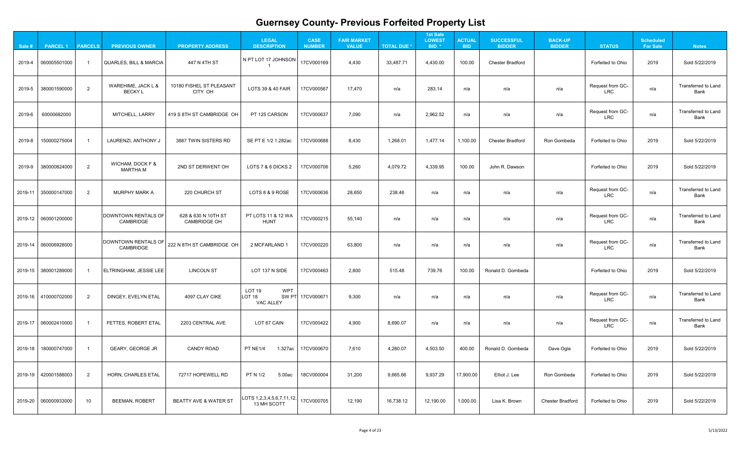# Guernsey County- Previous Forfeited Property List

| Sale # | PARCEL 1 | PARCELS | PREVIOUS OWNER | PROPERTY ADDRESS | LEGAL DESCRIPTION | CASE NUMBER | FAIR MARKET VALUE | TOTAL DUE * | 1st Sale LOWEST BID * | ACTUAL BID | SUCCESSFUL BIDDER | BACK-UP BIDDER | STATUS | Scheduled For Sale | Notes |
|---|---|---|---|---|---|---|---|---|---|---|---|---|---|---|---|
| 2019-4 | 060005501000 | 1 | QUARLES, BILL & MARCIA | 447 N 4TH ST | N PT LOT 17 JOHNSON 1 | 17CV000169 | 4,430 | 33,487.71 | 4,430.00 | 100.00 | Chester Bradford | | Forfeited to Ohio | 2019 | Sold 5/22/2019 |
| 2019-5 | 380001590000 | 2 | WAREHIME, JACK L & BECKY L | 10180 FISHEL ST PLEASANT CITY OH | LOTS 39 & 40 FAIR | 17CV000567 | 17,470 | n/a | 283.14 | n/a | n/a | n/a | Request from GC-LRC | n/a | Transferred to Land Bank |
| 2019-6 | 60000682000 | | MITCHELL, LARRY | 419 S 8TH ST CAMBRIDGE OH | PT 125 CARSON | 17CV000637 | 7,090 | n/a | 2,962.52 | n/a | n/a | n/a | Request from GC-LRC | n/a | Transferred to Land Bank |
| 2019-8 | 150000275004 | 1 | LAURENZI, ANTHONY J | 3887 TWIN SISTERS RD | SE PT E 1/2 1.282ac | 17CV000688 | 8,430 | 1,268.01 | 1,477.14 | 1,100.00 | Chester Bradford | Ron Gombeda | Forfeited to Ohio | 2019 | Sold 5/22/2019 |
| 2019-9 | 380000824000 | 2 | WICHAM, DOCK F & MARTHA M | 2ND ST DERWENT OH | LOTS 7 & 6 DICKS 2 | 17CV000706 | 5,260 | 4,079.72 | 4,339.95 | 100.00 | John R. Dawson | | Forfeited to Ohio | 2019 | Sold 5/22/2019 |
| 2019-11 | 350000147000 | 2 | MURPHY MARK A | 220 CHURCH ST | LOTS 8 & 9 ROSE | 17CV000636 | 28,650 | 238.46 | n/a | n/a | n/a | n/a | Request from GC-LRC | n/a | Transferred to Land Bank |
| 2019-12 | 060001200000 | | DOWNTOWN RENTALS OF CAMBRIDGE | 628 & 630 N 10TH ST CAMBRIDGE OH | PT LOTS 11 & 12 WA HUNT | 17CV000215 | 55,140 | n/a | n/a | n/a | n/a | n/a | Request from GC-LRC | n/a | Transferred to Land Bank |
| 2019-14 | 060006928000 | | DOWNTOWN RENTALS OF CAMBRIDGE | 222 N 8TH ST CAMBRIDGE OH | 2 MCFARLAND 1 | 17CV000220 | 63,800 | n/a | n/a | n/a | n/a | n/a | Request from GC-LRC | n/a | Transferred to Land Bank |
| 2019-15 | 380001289000 | 1 | ELTRINGHAM, JESSIE LEE | LINCOLN ST | LOT 137 N SIDE | 17CV000463 | 2,800 | 515.48 | 739.76 | 100.00 | Ronald D. Gombeda | | Forfeited to Ohio | 2019 | Sold 5/22/2019 |
| 2019-16 | 410000702000 | 2 | DINGEY, EVELYN ETAL | 4097 CLAY CIKE | LOT 19 WPT LOT 18 SW PT VAC ALLEY | 17CV000671 | 9,300 | n/a | n/a | n/a | n/a | n/a | Request from GC-LRC | n/a | Transferred to Land Bank |
| 2019-17 | 060002410000 | 1 | FETTES, ROBERT ETAL | 2203 CENTRAL AVE | LOT 67 CAIN | 17CV000422 | 4,900 | 8,690.07 | n/a | n/a | n/a | n/a | Request from GC-LRC | n/a | Transferred to Land Bank |
| 2019-18 | 180000747000 | 1 | GEARY, GEORGE JR | CANDY ROAD | PT NE1/4 1.327ac | 17CV000670 | 7,610 | 4,280.07 | 4,503.50 | 400.00 | Ronald D. Gombeda | Dave Ogle | Forfeited to Ohio | 2019 | Sold 5/22/2019 |
| 2019-19 | 420001588003 | 2 | HORN, CHARLES ETAL | 72717 HOPEWELL RD | PT N 1/2 5.00ac | 18CV000004 | 31,200 | 9,665.66 | 9,937.29 | 17,900.00 | Elliot J. Lee | Ron Gombeda | Forfeited to Ohio | 2019 | Sold 5/22/2019 |
| 2019-20 | 060000933000 | 10 | BEEMAN, ROBERT | BEATTY AVE & WATER ST | LOTS 1,2,3,4,5,6,7,11,12, 13 MH SCOTT | 17CV000705 | 12,190 | 16,738.12 | 12,190.00 | 1,000.00 | Lisa K. Brown | Chester Bradford | Forfeited to Ohio | 2019 | Sold 5/22/2019 |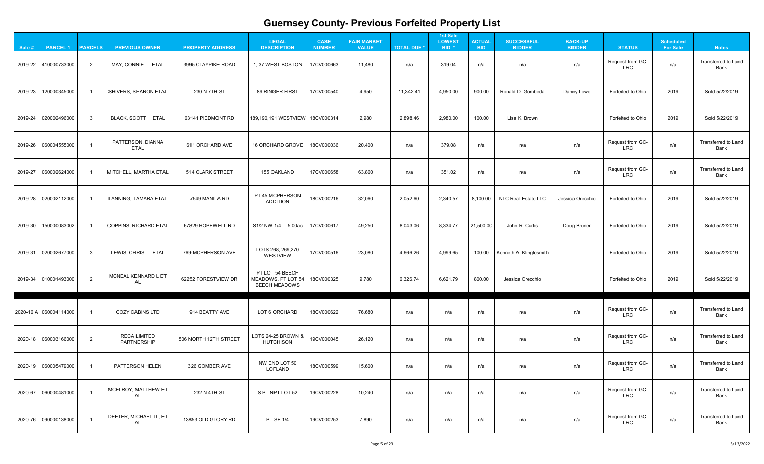# Guernsey County- Previous Forfeited Property List

| Sale # | PARCEL 1 | PARCELS | PREVIOUS OWNER | PROPERTY ADDRESS | LEGAL DESCRIPTION | CASE NUMBER | FAIR MARKET VALUE | TOTAL DUE * | 1st Sale LOWEST BID * | ACTUAL BID | SUCCESSFUL BIDDER | BACK-UP BIDDER | STATUS | Scheduled For Sale | Notes |
|---|---|---|---|---|---|---|---|---|---|---|---|---|---|---|---|
| 2019-22 | 410000733000 | 2 | MAY, CONNIE ETAL | 3995 CLAYPIKE ROAD | 1, 37 WEST BOSTON | 17CV000663 | 11,480 | n/a | 319.04 | n/a | n/a | n/a | Request from GC-LRC | n/a | Transferred to Land Bank |
| 2019-23 | 120000345000 | 1 | SHIVERS, SHARON ETAL | 230 N 7TH ST | 89 RINGER FIRST | 17CV000540 | 4,950 | 11,342.41 | 4,950.00 | 900.00 | Ronald D. Gombeda | Danny Lowe | Forfeited to Ohio | 2019 | Sold 5/22/2019 |
| 2019-24 | 020002496000 | 3 | BLACK, SCOTT ETAL | 63141 PIEDMONT RD | 189,190,191 WESTVIEW | 18CV000314 | 2,980 | 2,898.46 | 2,980.00 | 100.00 | Lisa K. Brown | | Forfeited to Ohio | 2019 | Sold 5/22/2019 |
| 2019-26 | 060004555000 | 1 | PATTERSON, DIANNA ETAL | 611 ORCHARD AVE | 16 ORCHARD GROVE | 18CV000036 | 20,400 | n/a | 379.08 | n/a | n/a | n/a | Request from GC-LRC | n/a | Transferred to Land Bank |
| 2019-27 | 060002624000 | 1 | MITCHELL, MARTHA ETAL | 514 CLARK STREET | 155 OAKLAND | 17CV000658 | 63,860 | n/a | 351.02 | n/a | n/a | n/a | Request from GC-LRC | n/a | Transferred to Land Bank |
| 2019-28 | 020002112000 | 1 | LANNING, TAMARA ETAL | 7549 MANILA RD | PT 45 MCPHERSON ADDITION | 18CV000216 | 32,060 | 2,052.60 | 2,340.57 | 8,100.00 | NLC Real Estate LLC | Jessica Orecchio | Forfeited to Ohio | 2019 | Sold 5/22/2019 |
| 2019-30 | 150000083002 | 1 | COPPINS, RICHARD ETAL | 67829 HOPEWELL RD | S1/2 NW 1/4 5.00ac | 17CV000617 | 49,250 | 8,043.06 | 8,334.77 | 21,500.00 | John R. Curtis | Doug Bruner | Forfeited to Ohio | 2019 | Sold 5/22/2019 |
| 2019-31 | 020002677000 | 3 | LEWIS, CHRIS ETAL | 769 MCPHERSON AVE | LOTS 268, 269,270 WESTVIEW | 17CV000516 | 23,080 | 4,666.26 | 4,999.65 | 100.00 | Kenneth A. Klinglesmith | | Forfeited to Ohio | 2019 | Sold 5/22/2019 |
| 2019-34 | 010001493000 | 2 | MCNEAL KENNARD L ET AL | 62252 FORESTVIEW DR | PT LOT 54 BEECH MEADOWS, PT LOT 54 BEECH MEADOWS | 18CV000325 | 9,780 | 6,326.74 | 6,621.79 | 800.00 | Jessica Orecchio | | Forfeited to Ohio | 2019 | Sold 5/22/2019 |
| 2020-16 A | 060004114000 | 1 | COZY CABINS LTD | 914 BEATTY AVE | LOT 6 ORCHARD | 18CV000622 | 76,680 | n/a | n/a | n/a | n/a | n/a | Request from GC-LRC | n/a | Transferred to Land Bank |
| 2020-18 | 060003166000 | 2 | RECA LIMITED PARTNERSHIP | 506 NORTH 12TH STREET | LOTS 24-25 BROWN & HUTCHISON | 19CV000045 | 26,120 | n/a | n/a | n/a | n/a | n/a | Request from GC-LRC | n/a | Transferred to Land Bank |
| 2020-19 | 060005479000 | 1 | PATTERSON HELEN | 326 GOMBER AVE | NW END LOT 50 LOFLAND | 18CV000599 | 15,600 | n/a | n/a | n/a | n/a | n/a | Request from GC-LRC | n/a | Transferred to Land Bank |
| 2020-67 | 060000481000 | 1 | MCELROY, MATTHEW ET AL | 232 N 4TH ST | S PT NPT LOT 52 | 19CV000228 | 10,240 | n/a | n/a | n/a | n/a | n/a | Request from GC-LRC | n/a | Transferred to Land Bank |
| 2020-76 | 090000138000 | 1 | DEETER, MICHAEL D., ET AL | 13853 OLD GLORY RD | PT SE 1/4 | 19CV000253 | 7,890 | n/a | n/a | n/a | n/a | n/a | Request from GC-LRC | n/a | Transferred to Land Bank |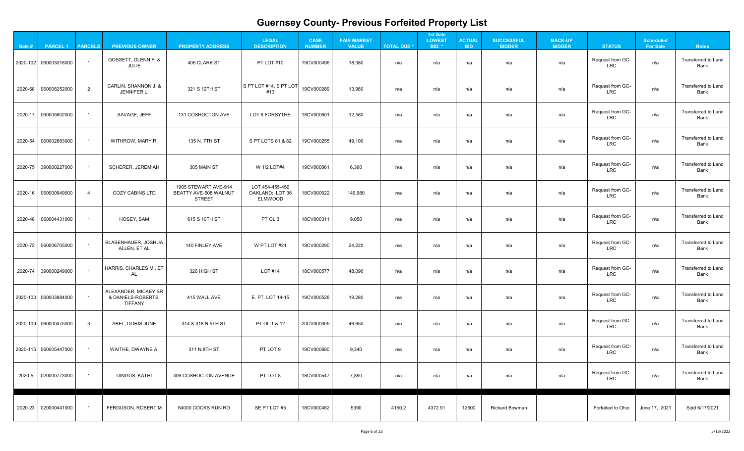# Guernsey County- Previous Forfeited Property List

| Sale # | PARCEL 1 | PARCELS | PREVIOUS OWNER | PROPERTY ADDRESS | LEGAL DESCRIPTION | CASE NUMBER | FAIR MARKET VALUE | TOTAL DUE * | 1st Sale LOWEST BID * | ACTUAL BID | SUCCESSFUL BIDDER | BACK-UP BIDDER | STATUS | Scheduled For Sale | Notes |
|---|---|---|---|---|---|---|---|---|---|---|---|---|---|---|---|
| 2020-102 | 060003018000 | 1 | GOSSETT, GLENN F. & JULIE | 406 CLARK ST | PT LOT #10 | 19CV000496 | 18,380 | n/a | n/a | n/a | n/a | n/a | Request from GC-LRC | n/a | Transferred to Land Bank |
| 2020-68 | 060008252000 | 2 | CARLIN, SHANNON J. & JENNIFER L. | 321 S 12TH ST | S PT LOT #14, S PT LOT #13 | 19CV000289 | 13,960 | n/a | n/a | n/a | n/a | n/a | Request from GC-LRC | n/a | Transferred to Land Bank |
| 2020-17 | 060005602000 | 1 | SAVAGE, JEFF | 131 COSHOCTON AVE | LOT 6 FORSYTHE | 18CV000601 | 12,580 | n/a | n/a | n/a | n/a | n/a | Request from GC-LRC | n/a | Transferred to Land Bank |
| 2020-54 | 060002883000 | 1 | WITHROW, MARY R. | 135 N. 7TH ST | S PT LOTS 81 & 82 | 19CV000255 | 49,100 | n/a | n/a | n/a | n/a | n/a | Request from GC-LRC | n/a | Transferred to Land Bank |
| 2020-75 | 390000227000 | 1 | SCHERER, JEREMIAH | 305 MAIN ST | W 1/2 LOT#4 | 19CV000061 | 6,360 | n/a | n/a | n/a | n/a | n/a | Request from GC-LRC | n/a | Transferred to Land Bank |
| 2020-16 | 060000949000 | 4 | COZY CABINS LTD | 1905 STEWART AVE-914 BEATTY AVE-508 WALNUT STREET | LOT 454-455-456 OAKLAND; LOT 36 ELMWOOD | 18CV000622 | 146,980 | n/a | n/a | n/a | n/a | n/a | Request from GC-LRC | n/a | Transferred to Land Bank |
| 2020-48 | 060004431000 | 1 | HOSEY, SAM | 615 S 10TH ST | PT OL 3 | 18CV000311 | 9,050 | n/a | n/a | n/a | n/a | n/a | Request from GC-LRC | n/a | Transferred to Land Bank |
| 2020-72 | 060006705000 | 1 | BLASENHAUER, JOSHUA ALLEN, ET AL | 140 FINLEY AVE | W PT LOT #21 | 19CV000290 | 24,220 | n/a | n/a | n/a | n/a | n/a | Request from GC-LRC | n/a | Transferred to Land Bank |
| 2020-74 | 390000249000 | 1 | HARRIS, CHARLES M., ET AL | 326 HIGH ST | LOT #14 | 18CV000577 | 48,090 | n/a | n/a | n/a | n/a | n/a | Request from GC-LRC | n/a | Transferred to Land Bank |
| 2020-103 | 060003884000 | 1 | ALEXANDER, MICKEY SR & DANIELS-ROBERTS, TIFFANY | 415 WALL AVE | E. PT. LOT 14-15 | 19CV000526 | 19,280 | n/a | n/a | n/a | n/a | n/a | Request from GC-LRC | n/a | Transferred to Land Bank |
| 2020-109 | 060000475000 | 3 | ABEL, DORIS JUNE | 314 & 318 N 5TH ST | PT OL 1 & 12 | 20CV000005 | 46,650 | n/a | n/a | n/a | n/a | n/a | Request from GC-LRC | n/a | Transferred to Land Bank |
| 2020-115 | 060005447000 | 1 | WAITHE, DWAYNE A. | 311 N 8TH ST | PT LOT 9 | 19CV000680 | 9,340 | n/a | n/a | n/a | n/a | n/a | Request from GC-LRC | n/a | Transferred to Land Bank |
| 2020-5 | 020000773000 | 1 | DINGUS, KATHI | 309 COSHOCTON AVENUE | PT LOT 8 | 18CV000547 | 7,890 | n/a | n/a | n/a | n/a | n/a | Request from GC-LRC | n/a | Transferred to Land Bank |
| 2020-23 | 020000441000 | 1 | FERGUSON, ROBERT M | 64000 COOKS RUN RD | SE PT LOT #5 | 18CV000462 | 5390 | 4150.2 | 4372.91 | 12500 | Richard Bowman | | Forfeited to Ohio | June 17, 2021 | Sold 6/17/2021 |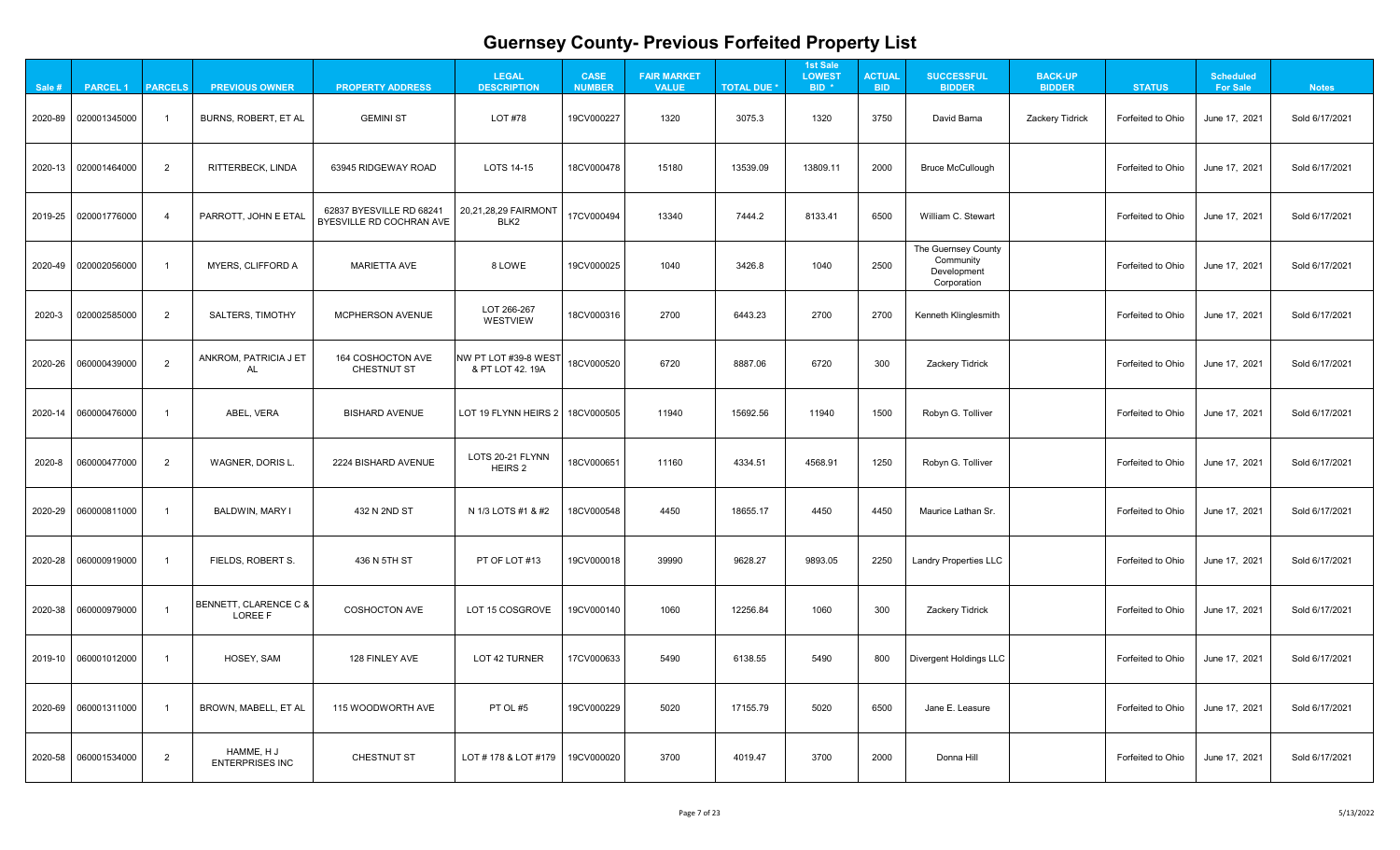# Guernsey County- Previous Forfeited Property List

| Sale # | PARCEL 1 | PARCELS | PREVIOUS OWNER | PROPERTY ADDRESS | LEGAL DESCRIPTION | CASE NUMBER | FAIR MARKET VALUE | TOTAL DUE * | 1st Sale LOWEST BID * | ACTUAL BID | SUCCESSFUL BIDDER | BACK-UP BIDDER | STATUS | Scheduled For Sale | Notes |
|---|---|---|---|---|---|---|---|---|---|---|---|---|---|---|---|
| 2020-89 | 020001345000 | 1 | BURNS, ROBERT, ET AL | GEMINI ST | LOT #78 | 19CV000227 | 1320 | 3075.3 | 1320 | 3750 | David Barna | Zackery Tidrick | Forfeited to Ohio | June 17, 2021 | Sold 6/17/2021 |
| 2020-13 | 020001464000 | 2 | RITTERBECK, LINDA | 63945 RIDGEWAY ROAD | LOTS 14-15 | 18CV000478 | 15180 | 13539.09 | 13809.11 | 2000 | Bruce McCullough | | Forfeited to Ohio | June 17, 2021 | Sold 6/17/2021 |
| 2019-25 | 020001776000 | 4 | PARROTT, JOHN E ETAL | 62837 BYESVILLE RD 68241 BYESVILLE RD COCHRAN AVE | 20,21,28,29 FAIRMONT BLK2 | 17CV000494 | 13340 | 7444.2 | 8133.41 | 6500 | William C. Stewart | | Forfeited to Ohio | June 17, 2021 | Sold 6/17/2021 |
| 2020-49 | 020002056000 | 1 | MYERS, CLIFFORD A | MARIETTA AVE | 8 LOWE | 19CV000025 | 1040 | 3426.8 | 1040 | 2500 | The Guernsey County Community Development Corporation | | Forfeited to Ohio | June 17, 2021 | Sold 6/17/2021 |
| 2020-3 | 020002585000 | 2 | SALTERS, TIMOTHY | MCPHERSON AVENUE | LOT 266-267 WESTVIEW | 18CV000316 | 2700 | 6443.23 | 2700 | 2700 | Kenneth Klinglesmith | | Forfeited to Ohio | June 17, 2021 | Sold 6/17/2021 |
| 2020-26 | 060000439000 | 2 | ANKROM, PATRICIA J ET AL | 164 COSHOCTON AVE CHESTNUT ST | NW PT LOT #39-8 WEST & PT LOT 42. 19A | 18CV000520 | 6720 | 8887.06 | 6720 | 300 | Zackery Tidrick | | Forfeited to Ohio | June 17, 2021 | Sold 6/17/2021 |
| 2020-14 | 060000476000 | 1 | ABEL, VERA | BISHARD AVENUE | LOT 19 FLYNN HEIRS 2 | 18CV000505 | 11940 | 15692.56 | 11940 | 1500 | Robyn G. Tolliver | | Forfeited to Ohio | June 17, 2021 | Sold 6/17/2021 |
| 2020-8 | 060000477000 | 2 | WAGNER, DORIS L. | 2224 BISHARD AVENUE | LOTS 20-21 FLYNN HEIRS 2 | 18CV000651 | 11160 | 4334.51 | 4568.91 | 1250 | Robyn G. Tolliver | | Forfeited to Ohio | June 17, 2021 | Sold 6/17/2021 |
| 2020-29 | 060000811000 | 1 | BALDWIN, MARY I | 432 N 2ND ST | N 1/3 LOTS #1 & #2 | 18CV000548 | 4450 | 18655.17 | 4450 | 4450 | Maurice Lathan Sr. | | Forfeited to Ohio | June 17, 2021 | Sold 6/17/2021 |
| 2020-28 | 060000919000 | 1 | FIELDS, ROBERT S. | 436 N 5TH ST | PT OF LOT #13 | 19CV000018 | 39990 | 9628.27 | 9893.05 | 2250 | Landry Properties LLC | | Forfeited to Ohio | June 17, 2021 | Sold 6/17/2021 |
| 2020-38 | 060000979000 | 1 | BENNETT, CLARENCE C & LOREE F | COSHOCTON AVE | LOT 15 COSGROVE | 19CV000140 | 1060 | 12256.84 | 1060 | 300 | Zackery Tidrick | | Forfeited to Ohio | June 17, 2021 | Sold 6/17/2021 |
| 2019-10 | 060001012000 | 1 | HOSEY, SAM | 128 FINLEY AVE | LOT 42 TURNER | 17CV000633 | 5490 | 6138.55 | 5490 | 800 | Divergent Holdings LLC | | Forfeited to Ohio | June 17, 2021 | Sold 6/17/2021 |
| 2020-69 | 060001311000 | 1 | BROWN, MABELL, ET AL | 115 WOODWORTH AVE | PT OL #5 | 19CV000229 | 5020 | 17155.79 | 5020 | 6500 | Jane E. Leasure | | Forfeited to Ohio | June 17, 2021 | Sold 6/17/2021 |
| 2020-58 | 060001534000 | 2 | HAMME, H J ENTERPRISES INC | CHESTNUT ST | LOT # 178 & LOT #179 | 19CV000020 | 3700 | 4019.47 | 3700 | 2000 | Donna Hill | | Forfeited to Ohio | June 17, 2021 | Sold 6/17/2021 |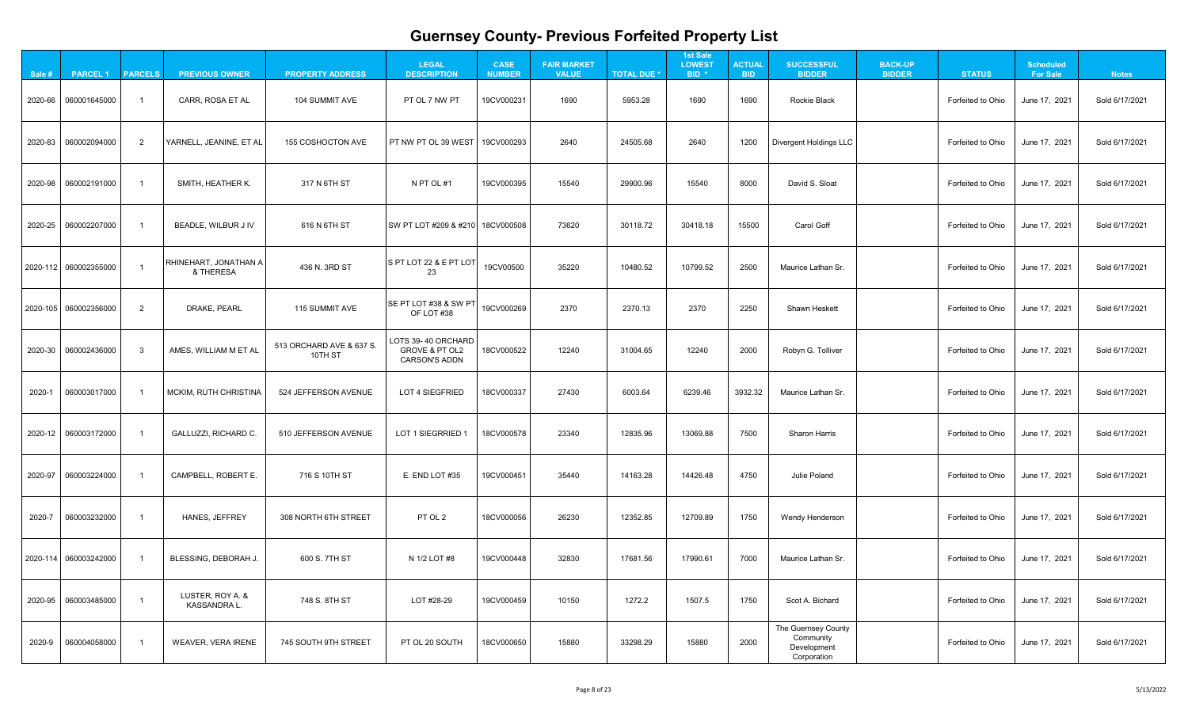# Guernsey County- Previous Forfeited Property List

| Sale # | PARCEL 1 | PARCELS | PREVIOUS OWNER | PROPERTY ADDRESS | LEGAL DESCRIPTION | CASE NUMBER | FAIR MARKET VALUE | TOTAL DUE * | 1st Sale LOWEST BID * | ACTUAL BID | SUCCESSFUL BIDDER | BACK-UP BIDDER | STATUS | Scheduled For Sale | Notes |
|---|---|---|---|---|---|---|---|---|---|---|---|---|---|---|---|
| 2020-66 | 060001645000 | 1 | CARR, ROSA ET AL | 104 SUMMIT AVE | PT OL 7 NW PT | 19CV000231 | 1690 | 5953.28 | 1690 | 1690 | Rockie Black | | Forfeited to Ohio | June 17, 2021 | Sold 6/17/2021 |
| 2020-83 | 060002094000 | 2 | YARNELL, JEANINE, ET AL | 155 COSHOCTON AVE | PT NW PT OL 39 WEST | 19CV000293 | 2640 | 24505.68 | 2640 | 1200 | Divergent Holdings LLC | | Forfeited to Ohio | June 17, 2021 | Sold 6/17/2021 |
| 2020-98 | 060002191000 | 1 | SMITH, HEATHER K. | 317 N 6TH ST | N PT OL #1 | 19CV000395 | 15540 | 29900.96 | 15540 | 8000 | David S. Sloat | | Forfeited to Ohio | June 17, 2021 | Sold 6/17/2021 |
| 2020-25 | 060002207000 | 1 | BEADLE, WILBUR J IV | 616 N 6TH ST | SW PT LOT #209 & #210 | 18CV000508 | 73620 | 30118.72 | 30418.18 | 15500 | Carol Goff | | Forfeited to Ohio | June 17, 2021 | Sold 6/17/2021 |
| 2020-112 | 060002355000 | 1 | RHINEHART, JONATHAN A & THERESA | 436 N. 3RD ST | S PT LOT 22 & E PT LOT 23 | 19CV00500 | 35220 | 10480.52 | 10799.52 | 2500 | Maurice Lathan Sr. | | Forfeited to Ohio | June 17, 2021 | Sold 6/17/2021 |
| 2020-105 | 060002356000 | 2 | DRAKE, PEARL | 115 SUMMIT AVE | SE PT LOT #38 & SW PT OF LOT #38 | 19CV000269 | 2370 | 2370.13 | 2370 | 2250 | Shawn Heskett | | Forfeited to Ohio | June 17, 2021 | Sold 6/17/2021 |
| 2020-30 | 060002436000 | 3 | AMES, WILLIAM M ET AL | 513 ORCHARD AVE & 637 S. 10TH ST | LOTS 39- 40 ORCHARD GROVE & PT OL2 CARSON'S ADDN | 18CV000522 | 12240 | 31004.65 | 12240 | 2000 | Robyn G. Tolliver | | Forfeited to Ohio | June 17, 2021 | Sold 6/17/2021 |
| 2020-1 | 060003017000 | 1 | MCKIM, RUTH CHRISTINA | 524 JEFFERSON AVENUE | LOT 4 SIEGFRIED | 18CV000337 | 27430 | 6003.64 | 6239.46 | 3932.32 | Maurice Lathan Sr. | | Forfeited to Ohio | June 17, 2021 | Sold 6/17/2021 |
| 2020-12 | 060003172000 | 1 | GALLUZZI, RICHARD C. | 510 JEFFERSON AVENUE | LOT 1 SIEGRRIED 1 | 18CV000578 | 23340 | 12835.96 | 13069.88 | 7500 | Sharon Harris | | Forfeited to Ohio | June 17, 2021 | Sold 6/17/2021 |
| 2020-97 | 060003224000 | 1 | CAMPBELL, ROBERT E. | 716 S 10TH ST | E. END LOT #35 | 19CV000451 | 35440 | 14163.28 | 14426.48 | 4750 | Julie Poland | | Forfeited to Ohio | June 17, 2021 | Sold 6/17/2021 |
| 2020-7 | 060003232000 | 1 | HANES, JEFFREY | 308 NORTH 6TH STREET | PT OL 2 | 18CV000056 | 26230 | 12352.85 | 12709.89 | 1750 | Wendy Henderson | | Forfeited to Ohio | June 17, 2021 | Sold 6/17/2021 |
| 2020-114 | 060003242000 | 1 | BLESSING, DEBORAH J. | 600 S. 7TH ST | N 1/2 LOT #8 | 19CV000448 | 32830 | 17681.56 | 17990.61 | 7000 | Maurice Lathan Sr. | | Forfeited to Ohio | June 17, 2021 | Sold 6/17/2021 |
| 2020-95 | 060003485000 | 1 | LUSTER, ROY A. & KASSANDRA L. | 748 S. 8TH ST | LOT #28-29 | 19CV000459 | 10150 | 1272.2 | 1507.5 | 1750 | Scot A. Bichard | | Forfeited to Ohio | June 17, 2021 | Sold 6/17/2021 |
| 2020-9 | 060004058000 | 1 | WEAVER, VERA IRENE | 745 SOUTH 9TH STREET | PT OL 20 SOUTH | 18CV000650 | 15880 | 33298.29 | 15880 | 2000 | The Guernsey County Community Development Corporation | | Forfeited to Ohio | June 17, 2021 | Sold 6/17/2021 |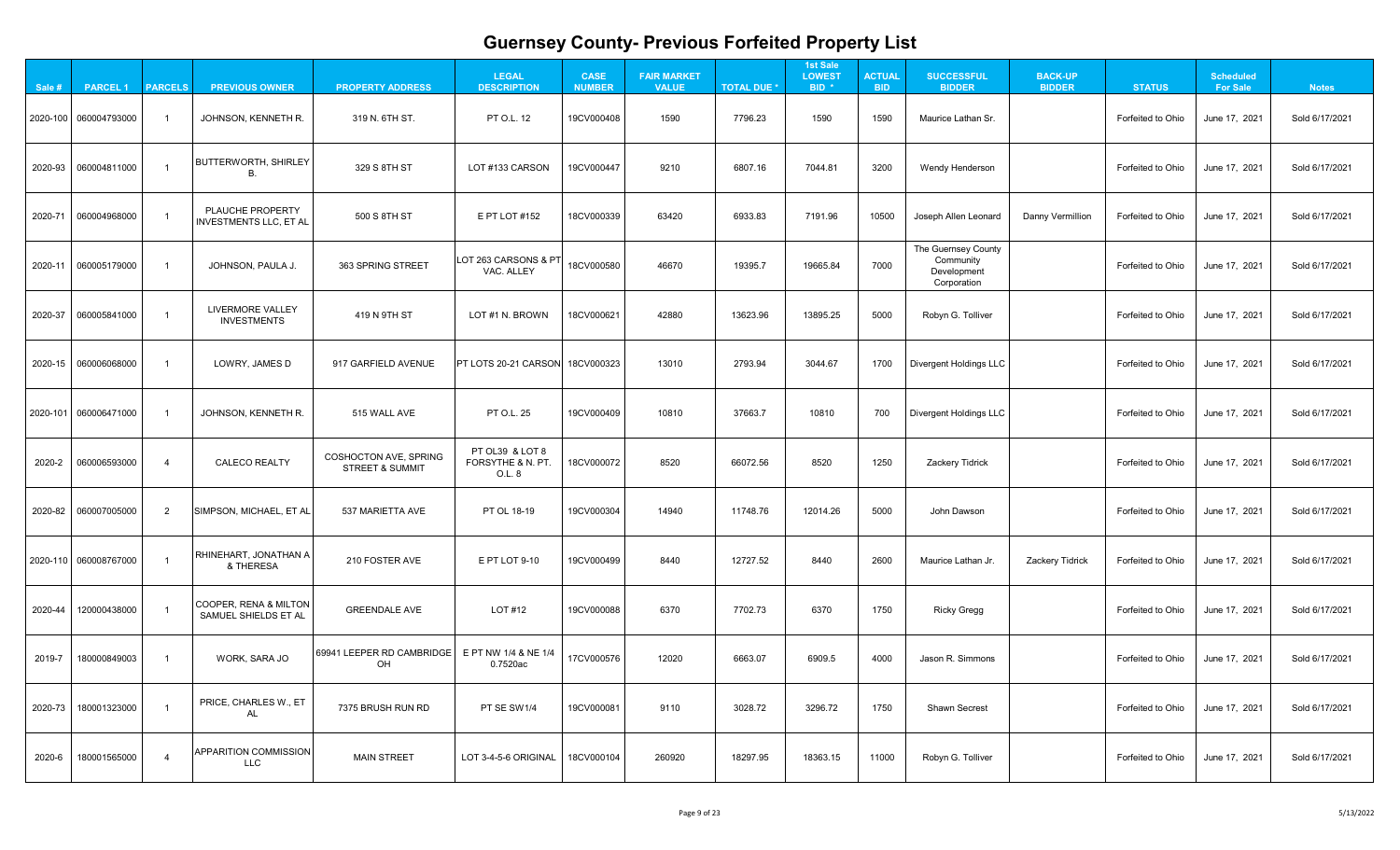# Guernsey County- Previous Forfeited Property List

| Sale # | PARCEL 1 | PARCELS | PREVIOUS OWNER | PROPERTY ADDRESS | LEGAL DESCRIPTION | CASE NUMBER | FAIR MARKET VALUE | TOTAL DUE * | 1st Sale LOWEST BID * | ACTUAL BID | SUCCESSFUL BIDDER | BACK-UP BIDDER | STATUS | Scheduled For Sale | Notes |
|---|---|---|---|---|---|---|---|---|---|---|---|---|---|---|---|
| 2020-100 | 060004793000 | 1 | JOHNSON, KENNETH R. | 319 N. 6TH ST. | PT O.L. 12 | 19CV000408 | 1590 | 7796.23 | 1590 | 1590 | Maurice Lathan Sr. | | Forfeited to Ohio | June 17, 2021 | Sold 6/17/2021 |
| 2020-93 | 060004811000 | 1 | BUTTERWORTH, SHIRLEY B. | 329 S 8TH ST | LOT #133 CARSON | 19CV000447 | 9210 | 6807.16 | 7044.81 | 3200 | Wendy Henderson | | Forfeited to Ohio | June 17, 2021 | Sold 6/17/2021 |
| 2020-71 | 060004968000 | 1 | PLAUCHE PROPERTY INVESTMENTS LLC, ET AL | 500 S 8TH ST | E PT LOT #152 | 18CV000339 | 63420 | 6933.83 | 7191.96 | 10500 | Joseph Allen Leonard | Danny Vermillion | Forfeited to Ohio | June 17, 2021 | Sold 6/17/2021 |
| 2020-11 | 060005179000 | 1 | JOHNSON, PAULA J. | 363 SPRING STREET | LOT 263 CARSONS & PT VAC. ALLEY | 18CV000580 | 46670 | 19395.7 | 19665.84 | 7000 | The Guernsey County Community Development Corporation | | Forfeited to Ohio | June 17, 2021 | Sold 6/17/2021 |
| 2020-37 | 060005841000 | 1 | LIVERMORE VALLEY INVESTMENTS | 419 N 9TH ST | LOT #1 N. BROWN | 18CV000621 | 42880 | 13623.96 | 13895.25 | 5000 | Robyn G. Tolliver | | Forfeited to Ohio | June 17, 2021 | Sold 6/17/2021 |
| 2020-15 | 060006068000 | 1 | LOWRY, JAMES D | 917 GARFIELD AVENUE | PT LOTS 20-21 CARSON | 18CV000323 | 13010 | 2793.94 | 3044.67 | 1700 | Divergent Holdings LLC | | Forfeited to Ohio | June 17, 2021 | Sold 6/17/2021 |
| 2020-101 | 060006471000 | 1 | JOHNSON, KENNETH R. | 515 WALL AVE | PT O.L. 25 | 19CV000409 | 10810 | 37663.7 | 10810 | 700 | Divergent Holdings LLC | | Forfeited to Ohio | June 17, 2021 | Sold 6/17/2021 |
| 2020-2 | 060006593000 | 4 | CALECO REALTY | COSHOCTON AVE, SPRING STREET & SUMMIT | PT OL39 & LOT 8 FORSYTHE & N. PT. O.L. 8 | 18CV000072 | 8520 | 66072.56 | 8520 | 1250 | Zackery Tidrick | | Forfeited to Ohio | June 17, 2021 | Sold 6/17/2021 |
| 2020-82 | 060007005000 | 2 | SIMPSON, MICHAEL, ET AL | 537 MARIETTA AVE | PT OL 18-19 | 19CV000304 | 14940 | 11748.76 | 12014.26 | 5000 | John Dawson | | Forfeited to Ohio | June 17, 2021 | Sold 6/17/2021 |
| 2020-110 | 060008767000 | 1 | RHINEHART, JONATHAN A & THERESA | 210 FOSTER AVE | E PT LOT 9-10 | 19CV000499 | 8440 | 12727.52 | 8440 | 2600 | Maurice Lathan Jr. | Zackery Tidrick | Forfeited to Ohio | June 17, 2021 | Sold 6/17/2021 |
| 2020-44 | 120000438000 | 1 | COOPER, RENA & MILTON SAMUEL SHIELDS ET AL | GREENDALE AVE | LOT #12 | 19CV000088 | 6370 | 7702.73 | 6370 | 1750 | Ricky Gregg | | Forfeited to Ohio | June 17, 2021 | Sold 6/17/2021 |
| 2019-7 | 180000849003 | 1 | WORK, SARA JO | 69941 LEEPER RD CAMBRIDGE OH | E PT NW 1/4 & NE 1/4 0.7520ac | 17CV000576 | 12020 | 6663.07 | 6909.5 | 4000 | Jason R. Simmons | | Forfeited to Ohio | June 17, 2021 | Sold 6/17/2021 |
| 2020-73 | 180001323000 | 1 | PRICE, CHARLES W., ET AL | 7375 BRUSH RUN RD | PT SE SW1/4 | 19CV000081 | 9110 | 3028.72 | 3296.72 | 1750 | Shawn Secrest | | Forfeited to Ohio | June 17, 2021 | Sold 6/17/2021 |
| 2020-6 | 180001565000 | 4 | APPARITION COMMISSION LLC | MAIN STREET | LOT 3-4-5-6 ORIGINAL | 18CV000104 | 260920 | 18297.95 | 18363.15 | 11000 | Robyn G. Tolliver | | Forfeited to Ohio | June 17, 2021 | Sold 6/17/2021 |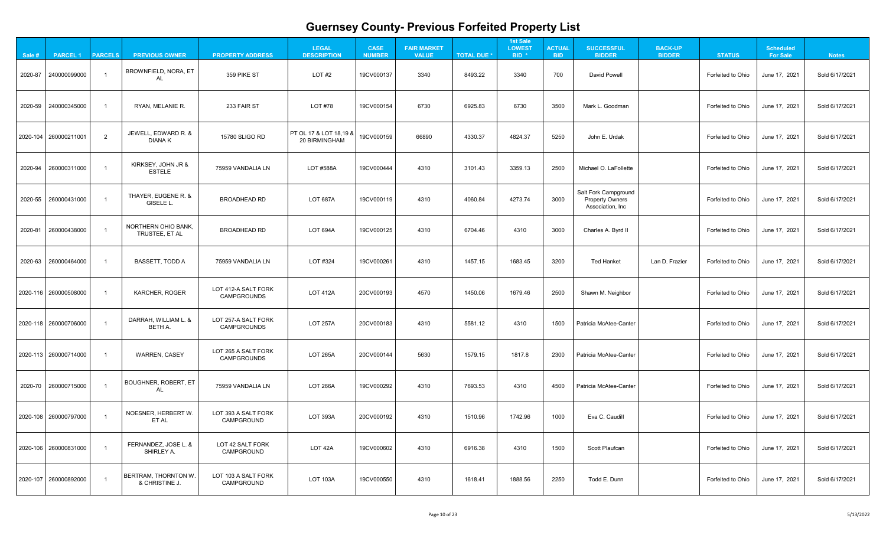# Guernsey County- Previous Forfeited Property List

| Sale # | PARCEL 1 | PARCELS | PREVIOUS OWNER | PROPERTY ADDRESS | LEGAL DESCRIPTION | CASE NUMBER | FAIR MARKET VALUE | TOTAL DUE * | 1st Sale LOWEST BID * | ACTUAL BID | SUCCESSFUL BIDDER | BACK-UP BIDDER | STATUS | Scheduled For Sale | Notes |
|---|---|---|---|---|---|---|---|---|---|---|---|---|---|---|---|
| 2020-87 | 240000099000 | 1 | BROWNFIELD, NORA, ET AL | 359 PIKE ST | LOT #2 | 19CV000137 | 3340 | 8493.22 | 3340 | 700 | David Powell | | Forfeited to Ohio | June 17, 2021 | Sold 6/17/2021 |
| 2020-59 | 240000345000 | 1 | RYAN, MELANIE R. | 233 FAIR ST | LOT #78 | 19CV000154 | 6730 | 6925.83 | 6730 | 3500 | Mark L. Goodman | | Forfeited to Ohio | June 17, 2021 | Sold 6/17/2021 |
| 2020-104 | 260000211001 | 2 | JEWELL, EDWARD R. & DIANA K | 15780 SLIGO RD | PT OL 17 & LOT 18,19 & 20 BIRMINGHAM | 19CV000159 | 66890 | 4330.37 | 4824.37 | 5250 | John E. Urdak | | Forfeited to Ohio | June 17, 2021 | Sold 6/17/2021 |
| 2020-94 | 260000311000 | 1 | KIRKSEY, JOHN JR & ESTELE | 75959 VANDALIA LN | LOT #588A | 19CV000444 | 4310 | 3101.43 | 3359.13 | 2500 | Michael O. LaFollette | | Forfeited to Ohio | June 17, 2021 | Sold 6/17/2021 |
| 2020-55 | 260000431000 | 1 | THAYER, EUGENE R. & GISELE L. | BROADHEAD RD | LOT 687A | 19CV000119 | 4310 | 4060.84 | 4273.74 | 3000 | Salt Fork Campground Property Owners Association, Inc | | Forfeited to Ohio | June 17, 2021 | Sold 6/17/2021 |
| 2020-81 | 260000438000 | 1 | NORTHERN OHIO BANK, TRUSTEE, ET AL | BROADHEAD RD | LOT 694A | 19CV000125 | 4310 | 6704.46 | 4310 | 3000 | Charles A. Byrd II | | Forfeited to Ohio | June 17, 2021 | Sold 6/17/2021 |
| 2020-63 | 260000464000 | 1 | BASSETT, TODD A | 75959 VANDALIA LN | LOT #324 | 19CV000261 | 4310 | 1457.15 | 1683.45 | 3200 | Ted Hanket | Lan D. Frazier | Forfeited to Ohio | June 17, 2021 | Sold 6/17/2021 |
| 2020-116 | 260000508000 | 1 | KARCHER, ROGER | LOT 412-A SALT FORK CAMPGROUNDS | LOT 412A | 20CV000193 | 4570 | 1450.06 | 1679.46 | 2500 | Shawn M. Neighbor | | Forfeited to Ohio | June 17, 2021 | Sold 6/17/2021 |
| 2020-118 | 260000706000 | 1 | DARRAH, WILLIAM L. & BETH A. | LOT 257-A SALT FORK CAMPGROUNDS | LOT 257A | 20CV000183 | 4310 | 5581.12 | 4310 | 1500 | Patricia McAtee-Canter | | Forfeited to Ohio | June 17, 2021 | Sold 6/17/2021 |
| 2020-113 | 260000714000 | 1 | WARREN, CASEY | LOT 265 A SALT FORK CAMPGROUNDS | LOT 265A | 20CV000144 | 5630 | 1579.15 | 1817.8 | 2300 | Patricia McAtee-Canter | | Forfeited to Ohio | June 17, 2021 | Sold 6/17/2021 |
| 2020-70 | 260000715000 | 1 | BOUGHNER, ROBERT, ET AL | 75959 VANDALIA LN | LOT 266A | 19CV000292 | 4310 | 7693.53 | 4310 | 4500 | Patricia McAtee-Canter | | Forfeited to Ohio | June 17, 2021 | Sold 6/17/2021 |
| 2020-108 | 260000797000 | 1 | NOESNER, HERBERT W. ET AL | LOT 393 A SALT FORK CAMPGROUND | LOT 393A | 20CV000192 | 4310 | 1510.96 | 1742.96 | 1000 | Eva C. Caudill | | Forfeited to Ohio | June 17, 2021 | Sold 6/17/2021 |
| 2020-106 | 260000831000 | 1 | FERNANDEZ, JOSE L. & SHIRLEY A. | LOT 42 SALT FORK CAMPGROUND | LOT 42A | 19CV000602 | 4310 | 6916.38 | 4310 | 1500 | Scott Plaufcan | | Forfeited to Ohio | June 17, 2021 | Sold 6/17/2021 |
| 2020-107 | 260000892000 | 1 | BERTRAM, THORNTON W. & CHRISTINE J. | LOT 103 A SALT FORK CAMPGROUND | LOT 103A | 19CV000550 | 4310 | 1618.41 | 1888.56 | 2250 | Todd E. Dunn | | Forfeited to Ohio | June 17, 2021 | Sold 6/17/2021 |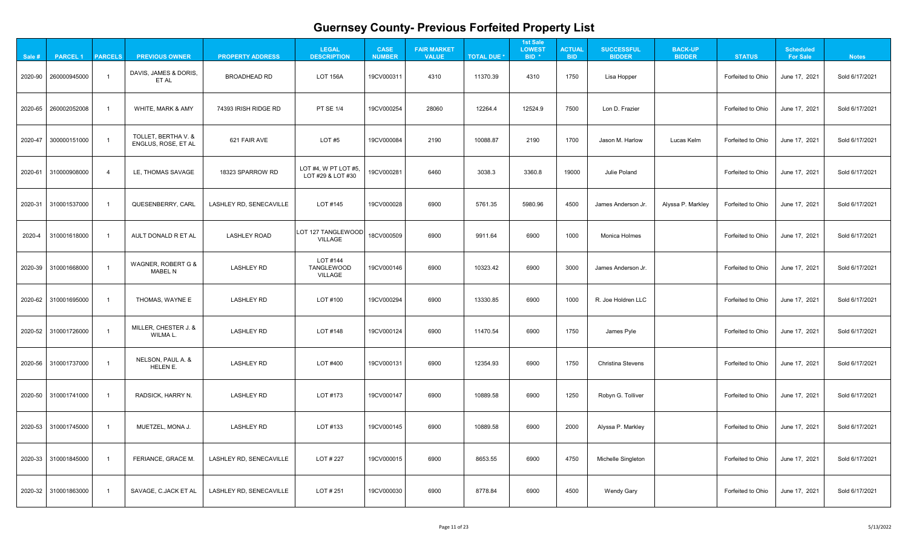# Guernsey County- Previous Forfeited Property List

| Sale # | PARCEL 1 | PARCELS | PREVIOUS OWNER | PROPERTY ADDRESS | LEGAL DESCRIPTION | CASE NUMBER | FAIR MARKET VALUE | TOTAL DUE * | 1st Sale LOWEST BID * | ACTUAL BID | SUCCESSFUL BIDDER | BACK-UP BIDDER | STATUS | Scheduled For Sale | Notes |
|---|---|---|---|---|---|---|---|---|---|---|---|---|---|---|---|
| 2020-90 | 260000945000 | 1 | DAVIS, JAMES & DORIS, ET AL | BROADHEAD RD | LOT 156A | 19CV000311 | 4310 | 11370.39 | 4310 | 1750 | Lisa Hopper | | Forfeited to Ohio | June 17, 2021 | Sold 6/17/2021 |
| 2020-65 | 260002052008 | 1 | WHITE, MARK & AMY | 74393 IRISH RIDGE RD | PT SE 1/4 | 19CV000254 | 28060 | 12264.4 | 12524.9 | 7500 | Lon D. Frazier | | Forfeited to Ohio | June 17, 2021 | Sold 6/17/2021 |
| 2020-47 | 300000151000 | 1 | TOLLET, BERTHA V. & ENGLUS, ROSE, ET AL | 621 FAIR AVE | LOT #5 | 19CV000084 | 2190 | 10088.87 | 2190 | 1700 | Jason M. Harlow | Lucas Kelm | Forfeited to Ohio | June 17, 2021 | Sold 6/17/2021 |
| 2020-61 | 310000908000 | 4 | LE, THOMAS SAVAGE | 18323 SPARROW RD | LOT #4, W PT LOT #5, LOT #29 & LOT #30 | 19CV000281 | 6460 | 3038.3 | 3360.8 | 19000 | Julie Poland | | Forfeited to Ohio | June 17, 2021 | Sold 6/17/2021 |
| 2020-31 | 310001537000 | 1 | QUESENBERRY, CARL | LASHLEY RD, SENECAVILLE | LOT #145 | 19CV000028 | 6900 | 5761.35 | 5980.96 | 4500 | James Anderson Jr. | Alyssa P. Markley | Forfeited to Ohio | June 17, 2021 | Sold 6/17/2021 |
| 2020-4 | 310001618000 | 1 | AULT DONALD R ET AL | LASHLEY ROAD | LOT 127 TANGLEWOOD VILLAGE | 18CV000509 | 6900 | 9911.64 | 6900 | 1000 | Monica Holmes | | Forfeited to Ohio | June 17, 2021 | Sold 6/17/2021 |
| 2020-39 | 310001668000 | 1 | WAGNER, ROBERT G & MABEL N | LASHLEY RD | LOT #144 TANGLEWOOD VILLAGE | 19CV000146 | 6900 | 10323.42 | 6900 | 3000 | James Anderson Jr. | | Forfeited to Ohio | June 17, 2021 | Sold 6/17/2021 |
| 2020-62 | 310001695000 | 1 | THOMAS, WAYNE E | LASHLEY RD | LOT #100 | 19CV000294 | 6900 | 13330.85 | 6900 | 1000 | R. Joe Holdren LLC | | Forfeited to Ohio | June 17, 2021 | Sold 6/17/2021 |
| 2020-52 | 310001726000 | 1 | MILLER, CHESTER J. & WILMA L. | LASHLEY RD | LOT #148 | 19CV000124 | 6900 | 11470.54 | 6900 | 1750 | James Pyle | | Forfeited to Ohio | June 17, 2021 | Sold 6/17/2021 |
| 2020-56 | 310001737000 | 1 | NELSON, PAUL A. & HELEN E. | LASHLEY RD | LOT #400 | 19CV000131 | 6900 | 12354.93 | 6900 | 1750 | Christina Stevens | | Forfeited to Ohio | June 17, 2021 | Sold 6/17/2021 |
| 2020-50 | 310001741000 | 1 | RADSICK, HARRY N. | LASHLEY RD | LOT #173 | 19CV000147 | 6900 | 10889.58 | 6900 | 1250 | Robyn G. Tolliver | | Forfeited to Ohio | June 17, 2021 | Sold 6/17/2021 |
| 2020-53 | 310001745000 | 1 | MUETZEL, MONA J. | LASHLEY RD | LOT #133 | 19CV000145 | 6900 | 10889.58 | 6900 | 2000 | Alyssa P. Markley | | Forfeited to Ohio | June 17, 2021 | Sold 6/17/2021 |
| 2020-33 | 310001845000 | 1 | FERIANCE, GRACE M. | LASHLEY RD, SENECAVILLE | LOT # 227 | 19CV000015 | 6900 | 8653.55 | 6900 | 4750 | Michelle Singleton | | Forfeited to Ohio | June 17, 2021 | Sold 6/17/2021 |
| 2020-32 | 310001863000 | 1 | SAVAGE, C.JACK ET AL | LASHLEY RD, SENECAVILLE | LOT # 251 | 19CV000030 | 6900 | 8778.84 | 6900 | 4500 | Wendy Gary | | Forfeited to Ohio | June 17, 2021 | Sold 6/17/2021 |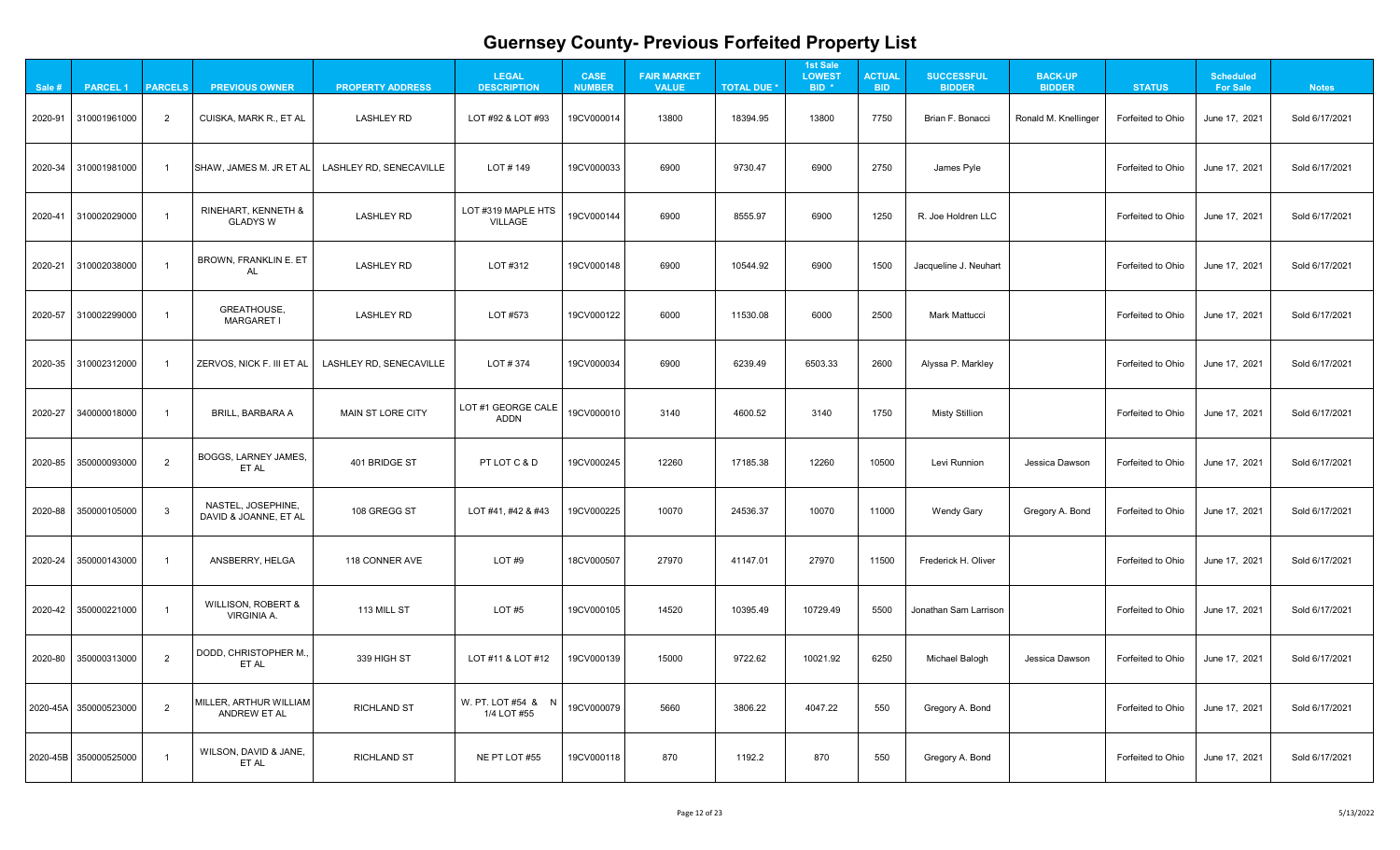# Guernsey County- Previous Forfeited Property List

| Sale # | PARCEL 1 | PARCELS | PREVIOUS OWNER | PROPERTY ADDRESS | LEGAL DESCRIPTION | CASE NUMBER | FAIR MARKET VALUE | TOTAL DUE * | 1st Sale LOWEST BID * | ACTUAL BID | SUCCESSFUL BIDDER | BACK-UP BIDDER | STATUS | Scheduled For Sale | Notes |
|---|---|---|---|---|---|---|---|---|---|---|---|---|---|---|---|
| 2020-91 | 310001961000 | 2 | CUISKA, MARK R., ET AL | LASHLEY RD | LOT #92 & LOT #93 | 19CV000014 | 13800 | 18394.95 | 13800 | 7750 | Brian F. Bonacci | Ronald M. Knellinger | Forfeited to Ohio | June 17, 2021 | Sold 6/17/2021 |
| 2020-34 | 310001981000 | 1 | SHAW, JAMES M. JR ET AL | LASHLEY RD, SENECAVILLE | LOT # 149 | 19CV000033 | 6900 | 9730.47 | 6900 | 2750 | James Pyle | | Forfeited to Ohio | June 17, 2021 | Sold 6/17/2021 |
| 2020-41 | 310002029000 | 1 | RINEHART, KENNETH & GLADYS W | LASHLEY RD | LOT #319 MAPLE HTS VILLAGE | 19CV000144 | 6900 | 8555.97 | 6900 | 1250 | R. Joe Holdren LLC | | Forfeited to Ohio | June 17, 2021 | Sold 6/17/2021 |
| 2020-21 | 310002038000 | 1 | BROWN, FRANKLIN E. ET AL | LASHLEY RD | LOT #312 | 19CV000148 | 6900 | 10544.92 | 6900 | 1500 | Jacqueline J. Neuhart | | Forfeited to Ohio | June 17, 2021 | Sold 6/17/2021 |
| 2020-57 | 310002299000 | 1 | GREATHOUSE, MARGARET I | LASHLEY RD | LOT #573 | 19CV000122 | 6000 | 11530.08 | 6000 | 2500 | Mark Mattucci | | Forfeited to Ohio | June 17, 2021 | Sold 6/17/2021 |
| 2020-35 | 310002312000 | 1 | ZERVOS, NICK F. III ET AL | LASHLEY RD, SENECAVILLE | LOT # 374 | 19CV000034 | 6900 | 6239.49 | 6503.33 | 2600 | Alyssa P. Markley | | Forfeited to Ohio | June 17, 2021 | Sold 6/17/2021 |
| 2020-27 | 340000018000 | 1 | BRILL, BARBARA A | MAIN ST LORE CITY | LOT #1 GEORGE CALE ADDN | 19CV000010 | 3140 | 4600.52 | 3140 | 1750 | Misty Stillion | | Forfeited to Ohio | June 17, 2021 | Sold 6/17/2021 |
| 2020-85 | 350000093000 | 2 | BOGGS, LARNEY JAMES, ET AL | 401 BRIDGE ST | PT LOT C & D | 19CV000245 | 12260 | 17185.38 | 12260 | 10500 | Levi Runnion | Jessica Dawson | Forfeited to Ohio | June 17, 2021 | Sold 6/17/2021 |
| 2020-88 | 350000105000 | 3 | NASTEL, JOSEPHINE, DAVID & JOANNE, ET AL | 108 GREGG ST | LOT #41, #42 & #43 | 19CV000225 | 10070 | 24536.37 | 10070 | 11000 | Wendy Gary | Gregory A. Bond | Forfeited to Ohio | June 17, 2021 | Sold 6/17/2021 |
| 2020-24 | 350000143000 | 1 | ANSBERRY, HELGA | 118 CONNER AVE | LOT #9 | 18CV000507 | 27970 | 41147.01 | 27970 | 11500 | Frederick H. Oliver | | Forfeited to Ohio | June 17, 2021 | Sold 6/17/2021 |
| 2020-42 | 350000221000 | 1 | WILLISON, ROBERT & VIRGINIA A. | 113 MILL ST | LOT #5 | 19CV000105 | 14520 | 10395.49 | 10729.49 | 5500 | Jonathan Sam Larrison | | Forfeited to Ohio | June 17, 2021 | Sold 6/17/2021 |
| 2020-80 | 350000313000 | 2 | DODD, CHRISTOPHER M., ET AL | 339 HIGH ST | LOT #11 & LOT #12 | 19CV000139 | 15000 | 9722.62 | 10021.92 | 6250 | Michael Balogh | Jessica Dawson | Forfeited to Ohio | June 17, 2021 | Sold 6/17/2021 |
| 2020-45A | 350000523000 | 2 | MILLER, ARTHUR WILLIAM ANDREW ET AL | RICHLAND ST | W. PT. LOT #54 & N 1/4 LOT #55 | 19CV000079 | 5660 | 3806.22 | 4047.22 | 550 | Gregory A. Bond | | Forfeited to Ohio | June 17, 2021 | Sold 6/17/2021 |
| 2020-45B | 350000525000 | 1 | WILSON, DAVID & JANE, ET AL | RICHLAND ST | NE PT LOT #55 | 19CV000118 | 870 | 1192.2 | 870 | 550 | Gregory A. Bond | | Forfeited to Ohio | June 17, 2021 | Sold 6/17/2021 |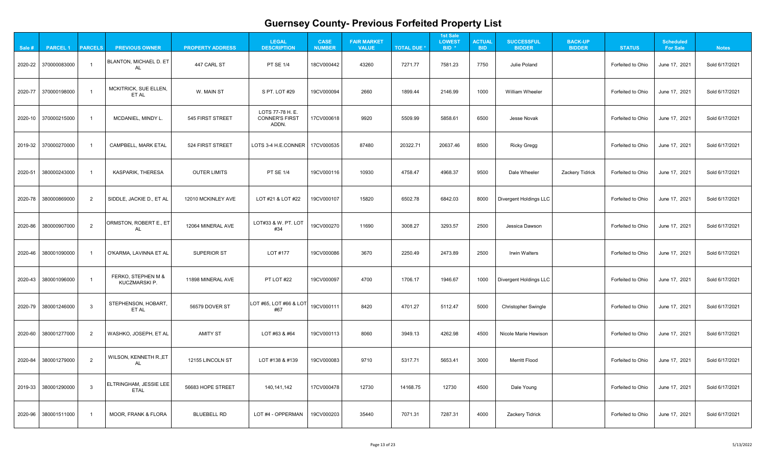# Guernsey County- Previous Forfeited Property List

| Sale # | PARCEL 1 | PARCELS | PREVIOUS OWNER | PROPERTY ADDRESS | LEGAL DESCRIPTION | CASE NUMBER | FAIR MARKET VALUE | TOTAL DUE * | 1st Sale LOWEST BID * | ACTUAL BID | SUCCESSFUL BIDDER | BACK-UP BIDDER | STATUS | Scheduled For Sale | Notes |
|---|---|---|---|---|---|---|---|---|---|---|---|---|---|---|---|
| 2020-22 | 370000083000 | 1 | BLANTON, MICHAEL D. ET AL | 447 CARL ST | PT SE 1/4 | 18CV000442 | 43260 | 7271.77 | 7581.23 | 7750 | Julie Poland | | Forfeited to Ohio | June 17, 2021 | Sold 6/17/2021 |
| 2020-77 | 370000198000 | 1 | MCKITRICK, SUE ELLEN, ET AL | W. MAIN ST | S PT. LOT #29 | 19CV000094 | 2660 | 1899.44 | 2146.99 | 1000 | William Wheeler | | Forfeited to Ohio | June 17, 2021 | Sold 6/17/2021 |
| 2020-10 | 370000215000 | 1 | MCDANIEL, MINDY L. | 545 FIRST STREET | LOTS 77-78 H. E. CONNER'S FIRST ADDN. | 17CV000618 | 9920 | 5509.99 | 5858.61 | 6500 | Jesse Novak | | Forfeited to Ohio | June 17, 2021 | Sold 6/17/2021 |
| 2019-32 | 370000270000 | 1 | CAMPBELL, MARK ETAL | 524 FIRST STREET | LOTS 3-4 H.E.CONNER | 17CV000535 | 87480 | 20322.71 | 20637.46 | 8500 | Ricky Gregg | | Forfeited to Ohio | June 17, 2021 | Sold 6/17/2021 |
| 2020-51 | 380000243000 | 1 | KASPARIK, THERESA | OUTER LIMITS | PT SE 1/4 | 19CV000116 | 10930 | 4758.47 | 4968.37 | 9500 | Dale Wheeler | Zackery Tidrick | Forfeited to Ohio | June 17, 2021 | Sold 6/17/2021 |
| 2020-78 | 380000869000 | 2 | SIDDLE, JACKIE D., ET AL | 12010 MCKINLEY AVE | LOT #21 & LOT #22 | 19CV000107 | 15820 | 6502.78 | 6842.03 | 8000 | Divergent Holdings LLC | | Forfeited to Ohio | June 17, 2021 | Sold 6/17/2021 |
| 2020-86 | 380000907000 | 2 | ORMSTON, ROBERT E., ET AL | 12064 MINERAL AVE | LOT#33 & W. PT. LOT #34 | 19CV000270 | 11690 | 3008.27 | 3293.57 | 2500 | Jessica Dawson | | Forfeited to Ohio | June 17, 2021 | Sold 6/17/2021 |
| 2020-46 | 380001090000 | 1 | O'KARMA, LAVINNA ET AL | SUPERIOR ST | LOT #177 | 19CV000086 | 3670 | 2250.49 | 2473.89 | 2500 | Irwin Walters | | Forfeited to Ohio | June 17, 2021 | Sold 6/17/2021 |
| 2020-43 | 380001096000 | 1 | FERKO, STEPHEN M & KUCZMARSKI P. | 11898 MINERAL AVE | PT LOT #22 | 19CV000097 | 4700 | 1706.17 | 1946.67 | 1000 | Divergent Holdings LLC | | Forfeited to Ohio | June 17, 2021 | Sold 6/17/2021 |
| 2020-79 | 380001246000 | 3 | STEPHENSON, HOBART, ET AL | 56579 DOVER ST | LOT #65, LOT #66 & LOT #67 | 19CV000111 | 8420 | 4701.27 | 5112.47 | 5000 | Christopher Swingle | | Forfeited to Ohio | June 17, 2021 | Sold 6/17/2021 |
| 2020-60 | 380001277000 | 2 | WASHKO, JOSEPH, ET AL | AMITY ST | LOT #63 & #64 | 19CV000113 | 8060 | 3949.13 | 4262.98 | 4500 | Nicole Marie Hewison | | Forfeited to Ohio | June 17, 2021 | Sold 6/17/2021 |
| 2020-84 | 380001279000 | 2 | WILSON, KENNETH R.,ET AL | 12155 LINCOLN ST | LOT #138 & #139 | 19CV000083 | 9710 | 5317.71 | 5653.41 | 3000 | Merritt Flood | | Forfeited to Ohio | June 17, 2021 | Sold 6/17/2021 |
| 2019-33 | 380001290000 | 3 | ELTRINGHAM, JESSIE LEE ETAL | 56683 HOPE STREET | 140,141,142 | 17CV000478 | 12730 | 14168.75 | 12730 | 4500 | Dale Young | | Forfeited to Ohio | June 17, 2021 | Sold 6/17/2021 |
| 2020-96 | 380001511000 | 1 | MOOR, FRANK & FLORA | BLUEBELL RD | LOT #4 - OPPERMAN | 19CV000203 | 35440 | 7071.31 | 7287.31 | 4000 | Zackery Tidrick | | Forfeited to Ohio | June 17, 2021 | Sold 6/17/2021 |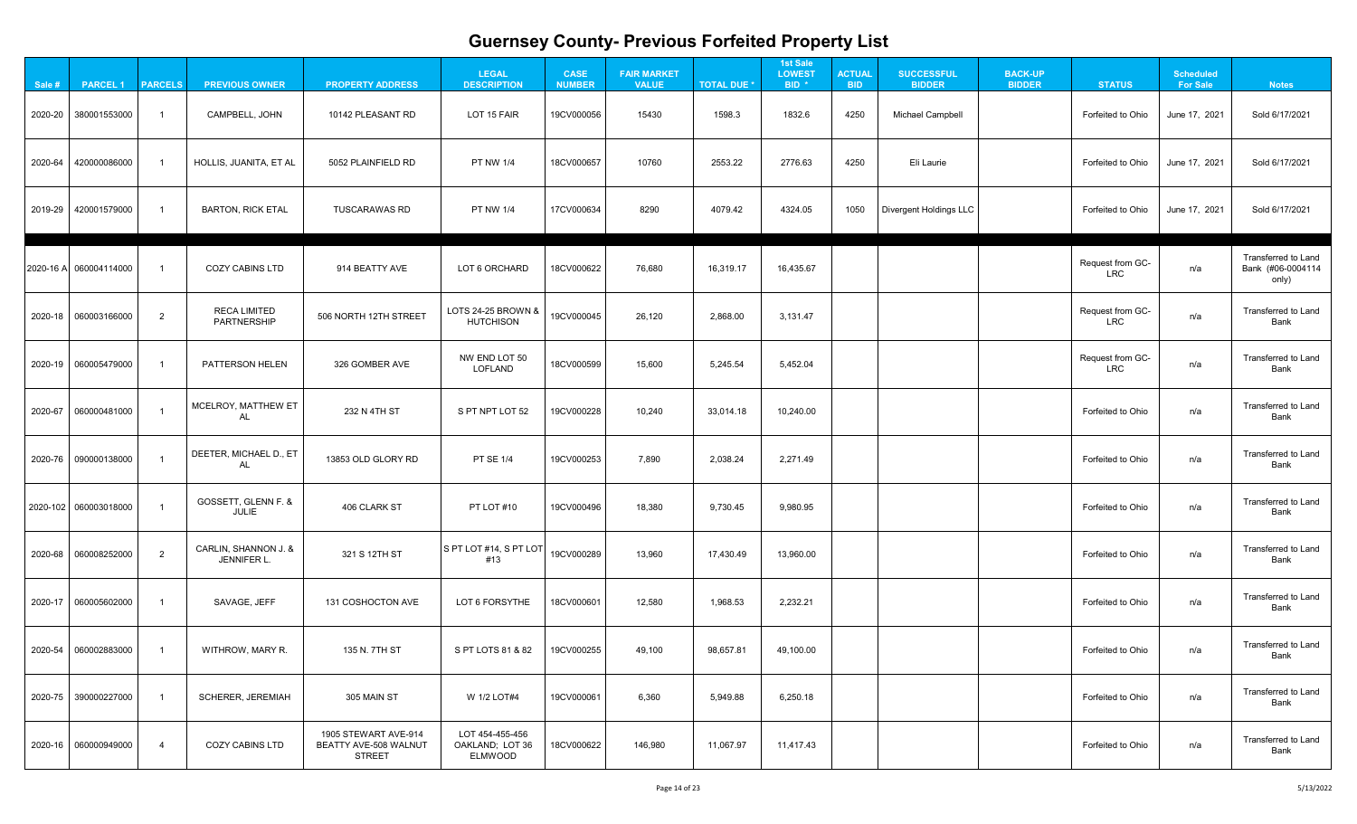# Guernsey County- Previous Forfeited Property List

| Sale # | PARCEL 1 | PARCELS | PREVIOUS OWNER | PROPERTY ADDRESS | LEGAL DESCRIPTION | CASE NUMBER | FAIR MARKET VALUE | TOTAL DUE * | 1st Sale LOWEST BID * | ACTUAL BID | SUCCESSFUL BIDDER | BACK-UP BIDDER | STATUS | Scheduled For Sale | Notes |
|---|---|---|---|---|---|---|---|---|---|---|---|---|---|---|---|
| 2020-20 | 380001553000 | 1 | CAMPBELL, JOHN | 10142 PLEASANT RD | LOT 15 FAIR | 19CV000056 | 15430 | 1598.3 | 1832.6 | 4250 | Michael Campbell | | Forfeited to Ohio | June 17, 2021 | Sold 6/17/2021 |
| 2020-64 | 420000086000 | 1 | HOLLIS, JUANITA, ET AL | 5052 PLAINFIELD RD | PT NW 1/4 | 18CV000657 | 10760 | 2553.22 | 2776.63 | 4250 | Eli Laurie | | Forfeited to Ohio | June 17, 2021 | Sold 6/17/2021 |
| 2019-29 | 420001579000 | 1 | BARTON, RICK ETAL | TUSCARAWAS RD | PT NW 1/4 | 17CV000634 | 8290 | 4079.42 | 4324.05 | 1050 | Divergent Holdings LLC | | Forfeited to Ohio | June 17, 2021 | Sold 6/17/2021 |
| | | | | | | | | | | | | | | | |
| 2020-16 A | 060004114000 | 1 | COZY CABINS LTD | 914 BEATTY AVE | LOT 6 ORCHARD | 18CV000622 | 76,680 | 16,319.17 | 16,435.67 | | | | Request from GC-LRC | n/a | Transferred to Land Bank (#06-0004114 only) |
| 2020-18 | 060003166000 | 2 | RECA LIMITED PARTNERSHIP | 506 NORTH 12TH STREET | LOTS 24-25 BROWN & HUTCHISON | 19CV000045 | 26,120 | 2,868.00 | 3,131.47 | | | | Request from GC-LRC | n/a | Transferred to Land Bank |
| 2020-19 | 060005479000 | 1 | PATTERSON HELEN | 326 GOMBER AVE | NW END LOT 50 LOFLAND | 18CV000599 | 15,600 | 5,245.54 | 5,452.04 | | | | Request from GC-LRC | n/a | Transferred to Land Bank |
| 2020-67 | 060000481000 | 1 | MCELROY, MATTHEW ET AL | 232 N 4TH ST | S PT NPT LOT 52 | 19CV000228 | 10,240 | 33,014.18 | 10,240.00 | | | | Forfeited to Ohio | n/a | Transferred to Land Bank |
| 2020-76 | 090000138000 | 1 | DEETER, MICHAEL D., ET AL | 13853 OLD GLORY RD | PT SE 1/4 | 19CV000253 | 7,890 | 2,038.24 | 2,271.49 | | | | Forfeited to Ohio | n/a | Transferred to Land Bank |
| 2020-102 | 060003018000 | 1 | GOSSETT, GLENN F. & JULIE | 406 CLARK ST | PT LOT #10 | 19CV000496 | 18,380 | 9,730.45 | 9,980.95 | | | | Forfeited to Ohio | n/a | Transferred to Land Bank |
| 2020-68 | 060008252000 | 2 | CARLIN, SHANNON J. & JENNIFER L. | 321 S 12TH ST | S PT LOT #14, S PT LOT #13 | 19CV000289 | 13,960 | 17,430.49 | 13,960.00 | | | | Forfeited to Ohio | n/a | Transferred to Land Bank |
| 2020-17 | 060005602000 | 1 | SAVAGE, JEFF | 131 COSHOCTON AVE | LOT 6 FORSYTHE | 18CV000601 | 12,580 | 1,968.53 | 2,232.21 | | | | Forfeited to Ohio | n/a | Transferred to Land Bank |
| 2020-54 | 060002883000 | 1 | WITHROW, MARY R. | 135 N. 7TH ST | S PT LOTS 81 & 82 | 19CV000255 | 49,100 | 98,657.81 | 49,100.00 | | | | Forfeited to Ohio | n/a | Transferred to Land Bank |
| 2020-75 | 390000227000 | 1 | SCHERER, JEREMIAH | 305 MAIN ST | W 1/2 LOT#4 | 19CV000061 | 6,360 | 5,949.88 | 6,250.18 | | | | Forfeited to Ohio | n/a | Transferred to Land Bank |
| 2020-16 | 060000949000 | 4 | COZY CABINS LTD | 1905 STEWART AVE-914 BEATTY AVE-508 WALNUT STREET | LOT 454-455-456 OAKLAND; LOT 36 ELMWOOD | 18CV000622 | 146,980 | 11,067.97 | 11,417.43 | | | | Forfeited to Ohio | n/a | Transferred to Land Bank |

5/13/2022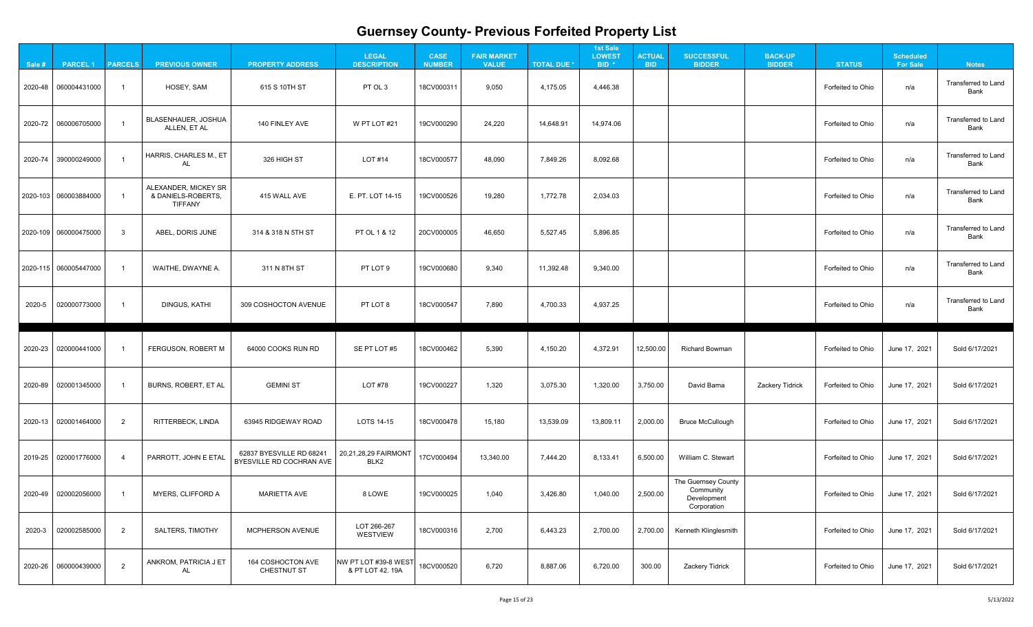# Guernsey County- Previous Forfeited Property List

| Sale # | PARCEL 1 | PARCELS | PREVIOUS OWNER | PROPERTY ADDRESS | LEGAL DESCRIPTION | CASE NUMBER | FAIR MARKET VALUE | TOTAL DUE * | 1st Sale LOWEST BID * | ACTUAL BID | SUCCESSFUL BIDDER | BACK-UP BIDDER | STATUS | Scheduled For Sale | Notes |
|---|---|---|---|---|---|---|---|---|---|---|---|---|---|---|---|
| 2020-48 | 060000431000 | 1 | HOSEY, SAM | 615 S 10TH ST | PT OL 3 | 18CV000311 | 9,050 | 4,175.05 | 4,446.38 | | | | Forfeited to Ohio | n/a | Transferred to Land Bank |
| 2020-72 | 060006705000 | 1 | BLASENHAUER, JOSHUA ALLEN, ET AL | 140 FINLEY AVE | W PT LOT #21 | 19CV000290 | 24,220 | 14,648.91 | 14,974.06 | | | | Forfeited to Ohio | n/a | Transferred to Land Bank |
| 2020-74 | 390000249000 | 1 | HARRIS, CHARLES M., ET AL | 326 HIGH ST | LOT #14 | 18CV000577 | 48,090 | 7,849.26 | 8,092.68 | | | | Forfeited to Ohio | n/a | Transferred to Land Bank |
| 2020-103 | 060003884000 | 1 | ALEXANDER, MICKEY SR & DANIELS-ROBERTS, TIFFANY | 415 WALL AVE | E. PT. LOT 14-15 | 19CV000526 | 19,280 | 1,772.78 | 2,034.03 | | | | Forfeited to Ohio | n/a | Transferred to Land Bank |
| 2020-109 | 060000475000 | 3 | ABEL, DORIS JUNE | 314 & 318 N 5TH ST | PT OL 1 & 12 | 20CV000005 | 46,650 | 5,527.45 | 5,896.85 | | | | Forfeited to Ohio | n/a | Transferred to Land Bank |
| 2020-115 | 060005447000 | 1 | WAITHE, DWAYNE A. | 311 N 8TH ST | PT LOT 9 | 19CV000680 | 9,340 | 11,392.48 | 9,340.00 | | | | Forfeited to Ohio | n/a | Transferred to Land Bank |
| 2020-5 | 020000773000 | 1 | DINGUS, KATHI | 309 COSHOCTON AVENUE | PT LOT 8 | 18CV000547 | 7,890 | 4,700.33 | 4,937.25 | | | | Forfeited to Ohio | n/a | Transferred to Land Bank |
| 2020-23 | 020000441000 | 1 | FERGUSON, ROBERT M | 64000 COOKS RUN RD | SE PT LOT #5 | 18CV000462 | 5,390 | 4,150.20 | 4,372.91 | 12,500.00 | Richard Bowman | | Forfeited to Ohio | June 17, 2021 | Sold 6/17/2021 |
| 2020-89 | 020001345000 | 1 | BURNS, ROBERT, ET AL | GEMINI ST | LOT #78 | 19CV000227 | 1,320 | 3,075.30 | 1,320.00 | 3,750.00 | David Bama | Zackery Tidrick | Forfeited to Ohio | June 17, 2021 | Sold 6/17/2021 |
| 2020-13 | 020001464000 | 2 | RITTERBECK, LINDA | 63945 RIDGEWAY ROAD | LOTS 14-15 | 18CV000478 | 15,180 | 13,539.09 | 13,809.11 | 2,000.00 | Bruce McCullough | | Forfeited to Ohio | June 17, 2021 | Sold 6/17/2021 |
| 2019-25 | 020001776000 | 4 | PARROTT, JOHN E ETAL | 62837 BYESVILLE RD 68241 BYESVILLE RD COCHRAN AVE | 20,21,28,29 FAIRMONT BLK2 | 17CV000494 | 13,340.00 | 7,444.20 | 8,133.41 | 6,500.00 | William C. Stewart | | Forfeited to Ohio | June 17, 2021 | Sold 6/17/2021 |
| 2020-49 | 020002056000 | 1 | MYERS, CLIFFORD A | MARIETTA AVE | 8 LOWE | 19CV000025 | 1,040 | 3,426.80 | 1,040.00 | 2,500.00 | The Guernsey County Community Development Corporation | | Forfeited to Ohio | June 17, 2021 | Sold 6/17/2021 |
| 2020-3 | 020002585000 | 2 | SALTERS, TIMOTHY | MCPHERSON AVENUE | LOT 266-267 WESTVIEW | 18CV000316 | 2,700 | 6,443.23 | 2,700.00 | 2,700.00 | Kenneth Klinglesmith | | Forfeited to Ohio | June 17, 2021 | Sold 6/17/2021 |
| 2020-26 | 060000439000 | 2 | ANKROM, PATRICIA J ET AL | 164 COSHOCTON AVE CHESTNUT ST | NW PT LOT #39-8 WEST & PT LOT 42. 19A | 18CV000520 | 6,720 | 8,887.06 | 6,720.00 | 300.00 | Zackery Tidrick | | Forfeited to Ohio | June 17, 2021 | Sold 6/17/2021 |

5/13/2022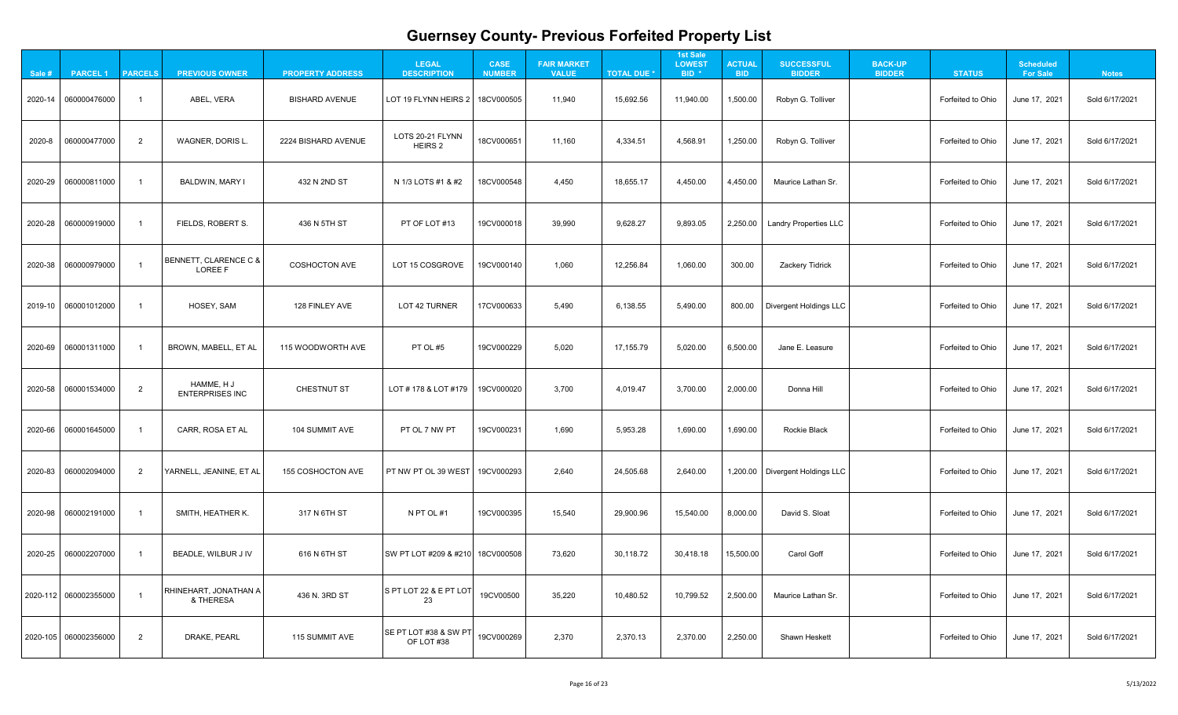# Guernsey County- Previous Forfeited Property List

| Sale # | PARCEL 1 | PARCELS | PREVIOUS OWNER | PROPERTY ADDRESS | LEGAL DESCRIPTION | CASE NUMBER | FAIR MARKET VALUE | TOTAL DUE * | 1st Sale LOWEST BID * | ACTUAL BID | SUCCESSFUL BIDDER | BACK-UP BIDDER | STATUS | Scheduled For Sale | Notes |
|---|---|---|---|---|---|---|---|---|---|---|---|---|---|---|---|
| 2020-14 | 060000476000 | 1 | ABEL, VERA | BISHARD AVENUE | LOT 19 FLYNN HEIRS 2 | 18CV000505 | 11,940 | 15,692.56 | 11,940.00 | 1,500.00 | Robyn G. Tolliver | | Forfeited to Ohio | June 17, 2021 | Sold 6/17/2021 |
| 2020-8 | 060000477000 | 2 | WAGNER, DORIS L. | 2224 BISHARD AVENUE | LOTS 20-21 FLYNN HEIRS 2 | 18CV000651 | 11,160 | 4,334.51 | 4,568.91 | 1,250.00 | Robyn G. Tolliver | | Forfeited to Ohio | June 17, 2021 | Sold 6/17/2021 |
| 2020-29 | 060000811000 | 1 | BALDWIN, MARY I | 432 N 2ND ST | N 1/3 LOTS #1 & #2 | 18CV000548 | 4,450 | 18,655.17 | 4,450.00 | 4,450.00 | Maurice Lathan Sr. | | Forfeited to Ohio | June 17, 2021 | Sold 6/17/2021 |
| 2020-28 | 060000919000 | 1 | FIELDS, ROBERT S. | 436 N 5TH ST | PT OF LOT #13 | 19CV000018 | 39,990 | 9,628.27 | 9,893.05 | 2,250.00 | Landry Properties LLC | | Forfeited to Ohio | June 17, 2021 | Sold 6/17/2021 |
| 2020-38 | 060000979000 | 1 | BENNETT, CLARENCE C & LOREE F | COSHOCTON AVE | LOT 15 COSGROVE | 19CV000140 | 1,060 | 12,256.84 | 1,060.00 | 300.00 | Zackery Tidrick | | Forfeited to Ohio | June 17, 2021 | Sold 6/17/2021 |
| 2019-10 | 060001012000 | 1 | HOSEY, SAM | 128 FINLEY AVE | LOT 42 TURNER | 17CV000633 | 5,490 | 6,138.55 | 5,490.00 | 800.00 | Divergent Holdings LLC | | Forfeited to Ohio | June 17, 2021 | Sold 6/17/2021 |
| 2020-69 | 060001311000 | 1 | BROWN, MABELL, ET AL | 115 WOODWORTH AVE | PT OL #5 | 19CV000229 | 5,020 | 17,155.79 | 5,020.00 | 6,500.00 | Jane E. Leasure | | Forfeited to Ohio | June 17, 2021 | Sold 6/17/2021 |
| 2020-58 | 060001534000 | 2 | HAMME, H J ENTERPRISES INC | CHESTNUT ST | LOT # 178 & LOT #179 | 19CV000020 | 3,700 | 4,019.47 | 3,700.00 | 2,000.00 | Donna Hill | | Forfeited to Ohio | June 17, 2021 | Sold 6/17/2021 |
| 2020-66 | 060001645000 | 1 | CARR, ROSA ET AL | 104 SUMMIT AVE | PT OL 7 NW PT | 19CV000231 | 1,690 | 5,953.28 | 1,690.00 | 1,690.00 | Rockie Black | | Forfeited to Ohio | June 17, 2021 | Sold 6/17/2021 |
| 2020-83 | 060002094000 | 2 | YARNELL, JEANINE, ET AL | 155 COSHOCTON AVE | PT NW PT OL 39 WEST | 19CV000293 | 2,640 | 24,505.68 | 2,640.00 | 1,200.00 | Divergent Holdings LLC | | Forfeited to Ohio | June 17, 2021 | Sold 6/17/2021 |
| 2020-98 | 060002191000 | 1 | SMITH, HEATHER K. | 317 N 6TH ST | N PT OL #1 | 19CV000395 | 15,540 | 29,900.96 | 15,540.00 | 8,000.00 | David S. Sloat | | Forfeited to Ohio | June 17, 2021 | Sold 6/17/2021 |
| 2020-25 | 060002207000 | 1 | BEADLE, WILBUR J IV | 616 N 6TH ST | SW PT LOT #209 & #210 | 18CV000508 | 73,620 | 30,118.72 | 30,418.18 | 15,500.00 | Carol Goff | | Forfeited to Ohio | June 17, 2021 | Sold 6/17/2021 |
| 2020-112 | 060002355000 | 1 | RHINEHART, JONATHAN A & THERESA | 436 N. 3RD ST | S PT LOT 22 & E PT LOT 23 | 19CV00500 | 35,220 | 10,480.52 | 10,799.52 | 2,500.00 | Maurice Lathan Sr. | | Forfeited to Ohio | June 17, 2021 | Sold 6/17/2021 |
| 2020-105 | 060002356000 | 2 | DRAKE, PEARL | 115 SUMMIT AVE | SE PT LOT #38 & SW PT OF LOT #38 | 19CV000269 | 2,370 | 2,370.13 | 2,370.00 | 2,250.00 | Shawn Heskett | | Forfeited to Ohio | June 17, 2021 | Sold 6/17/2021 |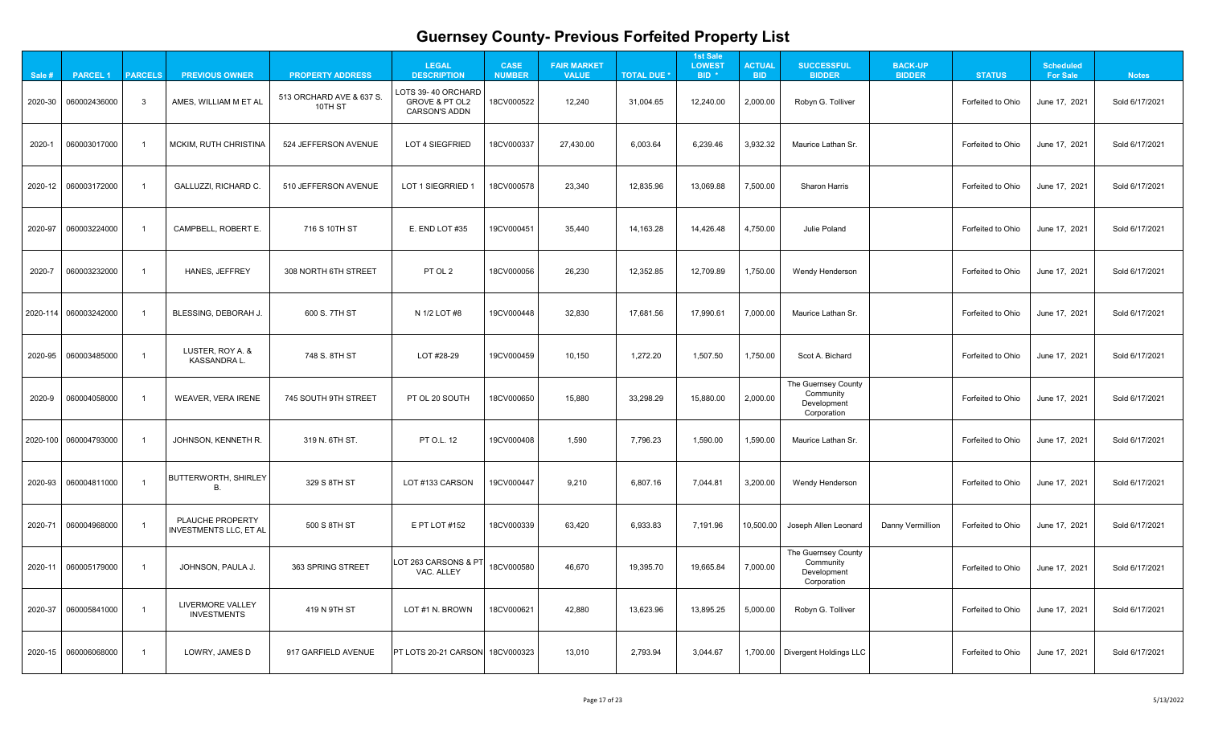# Guernsey County- Previous Forfeited Property List

| Sale # | PARCEL 1 | PARCELS | PREVIOUS OWNER | PROPERTY ADDRESS | LEGAL DESCRIPTION | CASE NUMBER | FAIR MARKET VALUE | TOTAL DUE * | 1st Sale LOWEST BID * | ACTUAL BID | SUCCESSFUL BIDDER | BACK-UP BIDDER | STATUS | Scheduled For Sale | Notes |
|---|---|---|---|---|---|---|---|---|---|---|---|---|---|---|---|
| 2020-30 | 060002436000 | 3 | AMES, WILLIAM M ET AL | 513 ORCHARD AVE & 637 S. 10TH ST | LOTS 39- 40 ORCHARD GROVE & PT OL2 CARSON'S ADDN | 18CV000522 | 12,240 | 31,004.65 | 12,240.00 | 2,000.00 | Robyn G. Tolliver | | Forfeited to Ohio | June 17, 2021 | Sold 6/17/2021 |
| 2020-1 | 060003017000 | 1 | MCKIM, RUTH CHRISTINA | 524 JEFFERSON AVENUE | LOT 4 SIEGFRIED | 18CV000337 | 27,430.00 | 6,003.64 | 6,239.46 | 3,932.32 | Maurice Lathan Sr. | | Forfeited to Ohio | June 17, 2021 | Sold 6/17/2021 |
| 2020-12 | 060003172000 | 1 | GALLUZZI, RICHARD C. | 510 JEFFERSON AVENUE | LOT 1 SIEGRRIED 1 | 18CV000578 | 23,340 | 12,835.96 | 13,069.88 | 7,500.00 | Sharon Harris | | Forfeited to Ohio | June 17, 2021 | Sold 6/17/2021 |
| 2020-97 | 060003224000 | 1 | CAMPBELL, ROBERT E. | 716 S 10TH ST | E. END LOT #35 | 19CV000451 | 35,440 | 14,163.28 | 14,426.48 | 4,750.00 | Julie Poland | | Forfeited to Ohio | June 17, 2021 | Sold 6/17/2021 |
| 2020-7 | 060003232000 | 1 | HANES, JEFFREY | 308 NORTH 6TH STREET | PT OL 2 | 18CV000056 | 26,230 | 12,352.85 | 12,709.89 | 1,750.00 | Wendy Henderson | | Forfeited to Ohio | June 17, 2021 | Sold 6/17/2021 |
| 2020-114 | 060003242000 | 1 | BLESSING, DEBORAH J. | 600 S. 7TH ST | N 1/2 LOT #8 | 19CV000448 | 32,830 | 17,681.56 | 17,990.61 | 7,000.00 | Maurice Lathan Sr. | | Forfeited to Ohio | June 17, 2021 | Sold 6/17/2021 |
| 2020-95 | 060003485000 | 1 | LUSTER, ROY A. & KASSANDRA L. | 748 S. 8TH ST | LOT #28-29 | 19CV000459 | 10,150 | 1,272.20 | 1,507.50 | 1,750.00 | Scot A. Bichard | | Forfeited to Ohio | June 17, 2021 | Sold 6/17/2021 |
| 2020-9 | 060004058000 | 1 | WEAVER, VERA IRENE | 745 SOUTH 9TH STREET | PT OL 20 SOUTH | 18CV000650 | 15,880 | 33,298.29 | 15,880.00 | 2,000.00 | The Guernsey County Community Development Corporation | | Forfeited to Ohio | June 17, 2021 | Sold 6/17/2021 |
| 2020-100 | 060004793000 | 1 | JOHNSON, KENNETH R. | 319 N. 6TH ST. | PT O.L. 12 | 19CV000408 | 1,590 | 7,796.23 | 1,590.00 | 1,590.00 | Maurice Lathan Sr. | | Forfeited to Ohio | June 17, 2021 | Sold 6/17/2021 |
| 2020-93 | 060004811000 | 1 | BUTTERWORTH, SHIRLEY B. | 329 S 8TH ST | LOT #133 CARSON | 19CV000447 | 9,210 | 6,807.16 | 7,044.81 | 3,200.00 | Wendy Henderson | | Forfeited to Ohio | June 17, 2021 | Sold 6/17/2021 |
| 2020-71 | 060004968000 | 1 | PLAUCHE PROPERTY INVESTMENTS LLC, ET AL | 500 S 8TH ST | E PT LOT #152 | 18CV000339 | 63,420 | 6,933.83 | 7,191.96 | 10,500.00 | Joseph Allen Leonard | Danny Vermillion | Forfeited to Ohio | June 17, 2021 | Sold 6/17/2021 |
| 2020-11 | 060005179000 | 1 | JOHNSON, PAULA J. | 363 SPRING STREET | LOT 263 CARSONS & PT VAC. ALLEY | 18CV000580 | 46,670 | 19,395.70 | 19,665.84 | 7,000.00 | The Guernsey County Community Development Corporation | | Forfeited to Ohio | June 17, 2021 | Sold 6/17/2021 |
| 2020-37 | 060005841000 | 1 | LIVERMORE VALLEY INVESTMENTS | 419 N 9TH ST | LOT #1 N. BROWN | 18CV000621 | 42,880 | 13,623.96 | 13,895.25 | 5,000.00 | Robyn G. Tolliver | | Forfeited to Ohio | June 17, 2021 | Sold 6/17/2021 |
| 2020-15 | 060006068000 | 1 | LOWRY, JAMES D | 917 GARFIELD AVENUE | PT LOTS 20-21 CARSON | 18CV000323 | 13,010 | 2,793.94 | 3,044.67 | 1,700.00 | Divergent Holdings LLC | | Forfeited to Ohio | June 17, 2021 | Sold 6/17/2021 |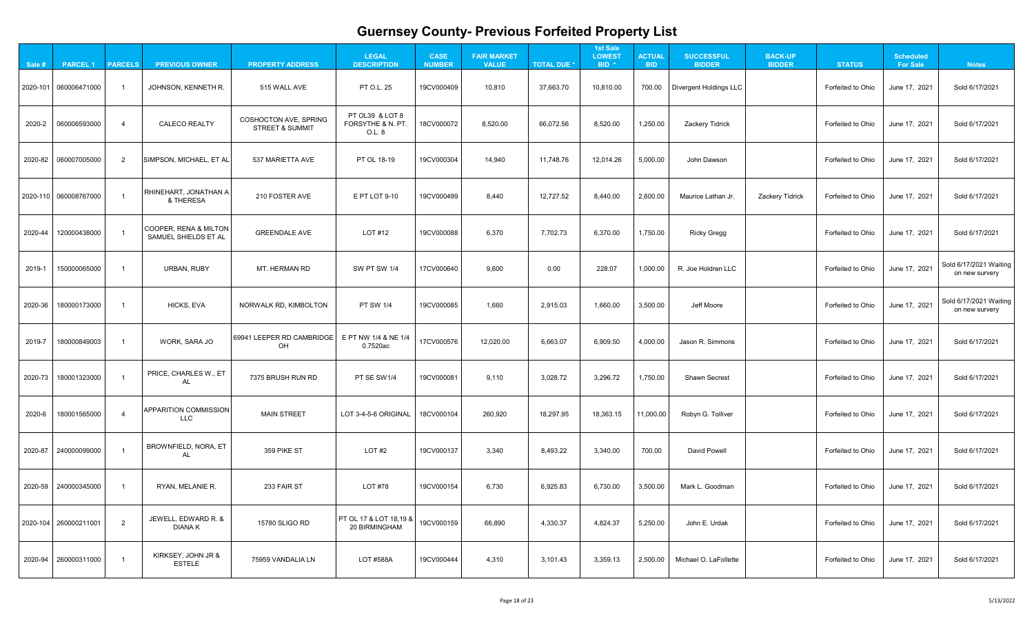# Guernsey County- Previous Forfeited Property List

| Sale # | PARCEL 1 | PARCELS | PREVIOUS OWNER | PROPERTY ADDRESS | LEGAL DESCRIPTION | CASE NUMBER | FAIR MARKET VALUE | TOTAL DUE * | 1st Sale LOWEST BID * | ACTUAL BID | SUCCESSFUL BIDDER | BACK-UP BIDDER | STATUS | Scheduled For Sale | Notes |
|---|---|---|---|---|---|---|---|---|---|---|---|---|---|---|---|
| 2020-101 | 060006471000 | 1 | JOHNSON, KENNETH R. | 515 WALL AVE | PT O.L. 25 | 19CV000409 | 10,810 | 37,663.70 | 10,810.00 | 700.00 | Divergent Holdings LLC | | Forfeited to Ohio | June 17, 2021 | Sold 6/17/2021 |
| 2020-2 | 060006593000 | 4 | CALECO REALTY | COSHOCTON AVE, SPRING STREET & SUMMIT | PT OL39 & LOT 8 FORSYTHE & N. PT. O.L. 8 | 18CV000072 | 8,520.00 | 66,072.56 | 8,520.00 | 1,250.00 | Zackery Tidrick | | Forfeited to Ohio | June 17, 2021 | Sold 6/17/2021 |
| 2020-82 | 060007005000 | 2 | SIMPSON, MICHAEL, ET AL | 537 MARIETTA AVE | PT OL 18-19 | 19CV000304 | 14,940 | 11,748.76 | 12,014.26 | 5,000.00 | John Dawson | | Forfeited to Ohio | June 17, 2021 | Sold 6/17/2021 |
| 2020-110 | 060008767000 | 1 | RHINEHART, JONATHAN A & THERESA | 210 FOSTER AVE | E PT LOT 9-10 | 19CV000499 | 8,440 | 12,727.52 | 8,440.00 | 2,600.00 | Maurice Lathan Jr. | Zackery Tidrick | Forfeited to Ohio | June 17, 2021 | Sold 6/17/2021 |
| 2020-44 | 120000438000 | 1 | COOPER, RENA & MILTON SAMUEL SHIELDS ET AL | GREENDALE AVE | LOT #12 | 19CV000088 | 6,370 | 7,702.73 | 6,370.00 | 1,750.00 | Ricky Gregg | | Forfeited to Ohio | June 17, 2021 | Sold 6/17/2021 |
| 2019-1 | 150000065000 | 1 | URBAN, RUBY | MT. HERMAN RD | SW PT SW 1/4 | 17CV000640 | 9,600 | 0.00 | 228.07 | 1,000.00 | R. Joe Holdren LLC | | Forfeited to Ohio | June 17, 2021 | Sold 6/17/2021 Waiting on new survery |
| 2020-36 | 180000173000 | 1 | HICKS, EVA | NORWALK RD, KIMBOLTON | PT SW 1/4 | 19CV000085 | 1,660 | 2,915.03 | 1,660.00 | 3,500.00 | Jeff Moore | | Forfeited to Ohio | June 17, 2021 | Sold 6/17/2021 Waiting on new survery |
| 2019-7 | 180000849003 | 1 | WORK, SARA JO | 69941 LEEPER RD CAMBRIDGE OH | E PT NW 1/4 & NE 1/4 0.7520ac | 17CV000576 | 12,020.00 | 6,663.07 | 6,909.50 | 4,000.00 | Jason R. Simmons | | Forfeited to Ohio | June 17, 2021 | Sold 6/17/2021 |
| 2020-73 | 180001323000 | 1 | PRICE, CHARLES W., ET AL | 7375 BRUSH RUN RD | PT SE SW1/4 | 19CV000081 | 9,110 | 3,028.72 | 3,296.72 | 1,750.00 | Shawn Secrest | | Forfeited to Ohio | June 17, 2021 | Sold 6/17/2021 |
| 2020-6 | 180001565000 | 4 | APPARITION COMMISSION LLC | MAIN STREET | LOT 3-4-5-6 ORIGINAL | 18CV000104 | 260,920 | 18,297.95 | 18,363.15 | 11,000.00 | Robyn G. Tolliver | | Forfeited to Ohio | June 17, 2021 | Sold 6/17/2021 |
| 2020-87 | 240000099000 | 1 | BROWNFIELD, NORA, ET AL | 359 PIKE ST | LOT #2 | 19CV000137 | 3,340 | 8,493.22 | 3,340.00 | 700.00 | David Powell | | Forfeited to Ohio | June 17, 2021 | Sold 6/17/2021 |
| 2020-59 | 240000345000 | 1 | RYAN, MELANIE R. | 233 FAIR ST | LOT #78 | 19CV000154 | 6,730 | 6,925.83 | 6,730.00 | 3,500.00 | Mark L. Goodman | | Forfeited to Ohio | June 17, 2021 | Sold 6/17/2021 |
| 2020-104 | 260000211001 | 2 | JEWELL, EDWARD R. & DIANA K | 15780 SLIGO RD | PT OL 17 & LOT 18,19 & 20 BIRMINGHAM | 19CV000159 | 66,890 | 4,330.37 | 4,824.37 | 5,250.00 | John E. Urdak | | Forfeited to Ohio | June 17, 2021 | Sold 6/17/2021 |
| 2020-94 | 260000311000 | 1 | KIRKSEY, JOHN JR & ESTELE | 75959 VANDALIA LN | LOT #588A | 19CV000444 | 4,310 | 3,101.43 | 3,359.13 | 2,500.00 | Michael O. LaFollette | | Forfeited to Ohio | June 17, 2021 | Sold 6/17/2021 |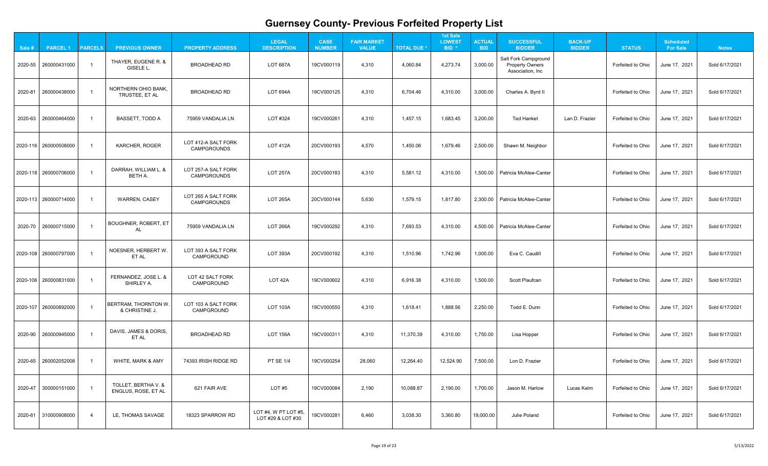# Guernsey County- Previous Forfeited Property List

| Sale # | PARCEL 1 | PARCELS | PREVIOUS OWNER | PROPERTY ADDRESS | LEGAL DESCRIPTION | CASE NUMBER | FAIR MARKET VALUE | TOTAL DUE * | 1st Sale LOWEST BID * | ACTUAL BID | SUCCESSFUL BIDDER | BACK-UP BIDDER | STATUS | Scheduled For Sale | Notes |
|---|---|---|---|---|---|---|---|---|---|---|---|---|---|---|---|
| 2020-55 | 260000431000 | 1 | THAYER, EUGENE R. & GISELE L. | BROADHEAD RD | LOT 687A | 19CV000119 | 4,310 | 4,060.84 | 4,273.74 | 3,000.00 | Salt Fork Campground Property Owners Association, Inc | | Forfeited to Ohio | June 17, 2021 | Sold 6/17/2021 |
| 2020-81 | 260000438000 | 1 | NORTHERN OHIO BANK, TRUSTEE, ET AL | BROADHEAD RD | LOT 694A | 19CV000125 | 4,310 | 6,704.46 | 4,310.00 | 3,000.00 | Charles A. Byrd II | | Forfeited to Ohio | June 17, 2021 | Sold 6/17/2021 |
| 2020-63 | 260000464000 | 1 | BASSETT, TODD A | 75959 VANDALIA LN | LOT #324 | 19CV000261 | 4,310 | 1,457.15 | 1,683.45 | 3,200.00 | Ted Hanket | Lan D. Frazier | Forfeited to Ohio | June 17, 2021 | Sold 6/17/2021 |
| 2020-116 | 260000508000 | 1 | KARCHER, ROGER | LOT 412-A SALT FORK CAMPGROUNDS | LOT 412A | 20CV000193 | 4,570 | 1,450.06 | 1,679.46 | 2,500.00 | Shawn M. Neighbor | | Forfeited to Ohio | June 17, 2021 | Sold 6/17/2021 |
| 2020-118 | 260000706000 | 1 | DARRAH, WILLIAM L. & BETH A. | LOT 257-A SALT FORK CAMPGROUNDS | LOT 257A | 20CV000183 | 4,310 | 5,581.12 | 4,310.00 | 1,500.00 | Patricia McAtee-Canter | | Forfeited to Ohio | June 17, 2021 | Sold 6/17/2021 |
| 2020-113 | 260000714000 | 1 | WARREN, CASEY | LOT 265 A SALT FORK CAMPGROUNDS | LOT 265A | 20CV000144 | 5,630 | 1,579.15 | 1,817.80 | 2,300.00 | Patricia McAtee-Canter | | Forfeited to Ohio | June 17, 2021 | Sold 6/17/2021 |
| 2020-70 | 260000715000 | 1 | BOUGHNER, ROBERT, ET AL | 75959 VANDALIA LN | LOT 266A | 19CV000292 | 4,310 | 7,693.53 | 4,310.00 | 4,500.00 | Patricia McAtee-Canter | | Forfeited to Ohio | June 17, 2021 | Sold 6/17/2021 |
| 2020-108 | 260000797000 | 1 | NOESNER, HERBERT W. ET AL | LOT 393 A SALT FORK CAMPGROUND | LOT 393A | 20CV000192 | 4,310 | 1,510.96 | 1,742.96 | 1,000.00 | Eva C. Caudill | | Forfeited to Ohio | June 17, 2021 | Sold 6/17/2021 |
| 2020-106 | 260000831000 | 1 | FERNANDEZ, JOSE L. & SHIRLEY A. | LOT 42 SALT FORK CAMPGROUND | LOT 42A | 19CV000602 | 4,310 | 6,916.38 | 4,310.00 | 1,500.00 | Scott Plaufcan | | Forfeited to Ohio | June 17, 2021 | Sold 6/17/2021 |
| 2020-107 | 260000892000 | 1 | BERTRAM, THORNTON W. & CHRISTINE J. | LOT 103 A SALT FORK CAMPGROUND | LOT 103A | 19CV000550 | 4,310 | 1,618.41 | 1,888.56 | 2,250.00 | Todd E. Dunn | | Forfeited to Ohio | June 17, 2021 | Sold 6/17/2021 |
| 2020-90 | 260000945000 | 1 | DAVIS, JAMES & DORIS, ET AL | BROADHEAD RD | LOT 156A | 19CV000311 | 4,310 | 11,370.39 | 4,310.00 | 1,750.00 | Lisa Hopper | | Forfeited to Ohio | June 17, 2021 | Sold 6/17/2021 |
| 2020-65 | 260002052008 | 1 | WHITE, MARK & AMY | 74393 IRISH RIDGE RD | PT SE 1/4 | 19CV000254 | 28,060 | 12,264.40 | 12,524.90 | 7,500.00 | Lon D. Frazier | | Forfeited to Ohio | June 17, 2021 | Sold 6/17/2021 |
| 2020-47 | 300000151000 | 1 | TOLLET, BERTHA V. & ENGLUS, ROSE, ET AL | 621 FAIR AVE | LOT #5 | 19CV000084 | 2,190 | 10,088.87 | 2,190.00 | 1,700.00 | Jason M. Harlow | Lucas Kelm | Forfeited to Ohio | June 17, 2021 | Sold 6/17/2021 |
| 2020-61 | 310000908000 | 4 | LE, THOMAS SAVAGE | 18323 SPARROW RD | LOT #4, W PT LOT #5, LOT #29 & LOT #30 | 19CV000281 | 6,460 | 3,038.30 | 3,360.80 | 19,000.00 | Julie Poland | | Forfeited to Ohio | June 17, 2021 | Sold 6/17/2021 |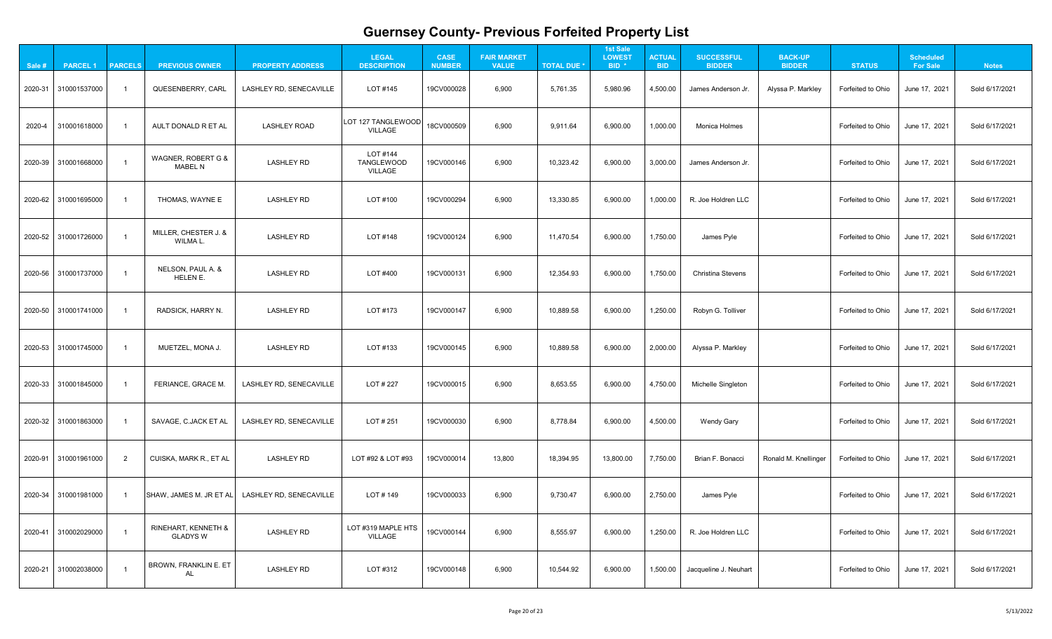# Guernsey County- Previous Forfeited Property List

| Sale # | PARCEL 1 | PARCELS | PREVIOUS OWNER | PROPERTY ADDRESS | LEGAL DESCRIPTION | CASE NUMBER | FAIR MARKET VALUE | TOTAL DUE * | 1st Sale LOWEST BID * | ACTUAL BID | SUCCESSFUL BIDDER | BACK-UP BIDDER | STATUS | Scheduled For Sale | Notes |
|---|---|---|---|---|---|---|---|---|---|---|---|---|---|---|---|
| 2020-31 | 310001537000 | 1 | QUESENBERRY, CARL | LASHLEY RD, SENECAVILLE | LOT #145 | 19CV000028 | 6,900 | 5,761.35 | 5,980.96 | 4,500.00 | James Anderson Jr. | Alyssa P. Markley | Forfeited to Ohio | June 17, 2021 | Sold 6/17/2021 |
| 2020-4 | 310001618000 | 1 | AULT DONALD R ET AL | LASHLEY ROAD | LOT 127 TANGLEWOOD VILLAGE | 18CV000509 | 6,900 | 9,911.64 | 6,900.00 | 1,000.00 | Monica Holmes | | Forfeited to Ohio | June 17, 2021 | Sold 6/17/2021 |
| 2020-39 | 310001668000 | 1 | WAGNER, ROBERT G & MABEL N | LASHLEY RD | LOT #144 TANGLEWOOD VILLAGE | 19CV000146 | 6,900 | 10,323.42 | 6,900.00 | 3,000.00 | James Anderson Jr. | | Forfeited to Ohio | June 17, 2021 | Sold 6/17/2021 |
| 2020-62 | 310001695000 | 1 | THOMAS, WAYNE E | LASHLEY RD | LOT #100 | 19CV000294 | 6,900 | 13,330.85 | 6,900.00 | 1,000.00 | R. Joe Holdren LLC | | Forfeited to Ohio | June 17, 2021 | Sold 6/17/2021 |
| 2020-52 | 310001726000 | 1 | MILLER, CHESTER J. & WILMA L. | LASHLEY RD | LOT #148 | 19CV000124 | 6,900 | 11,470.54 | 6,900.00 | 1,750.00 | James Pyle | | Forfeited to Ohio | June 17, 2021 | Sold 6/17/2021 |
| 2020-56 | 310001737000 | 1 | NELSON, PAUL A. & HELEN E. | LASHLEY RD | LOT #400 | 19CV000131 | 6,900 | 12,354.93 | 6,900.00 | 1,750.00 | Christina Stevens | | Forfeited to Ohio | June 17, 2021 | Sold 6/17/2021 |
| 2020-50 | 310001741000 | 1 | RADSICK, HARRY N. | LASHLEY RD | LOT #173 | 19CV000147 | 6,900 | 10,889.58 | 6,900.00 | 1,250.00 | Robyn G. Tolliver | | Forfeited to Ohio | June 17, 2021 | Sold 6/17/2021 |
| 2020-53 | 310001745000 | 1 | MUETZEL, MONA J. | LASHLEY RD | LOT #133 | 19CV000145 | 6,900 | 10,889.58 | 6,900.00 | 2,000.00 | Alyssa P. Markley | | Forfeited to Ohio | June 17, 2021 | Sold 6/17/2021 |
| 2020-33 | 310001845000 | 1 | FERIANCE, GRACE M. | LASHLEY RD, SENECAVILLE | LOT # 227 | 19CV000015 | 6,900 | 8,653.55 | 6,900.00 | 4,750.00 | Michelle Singleton | | Forfeited to Ohio | June 17, 2021 | Sold 6/17/2021 |
| 2020-32 | 310001863000 | 1 | SAVAGE, C.JACK ET AL | LASHLEY RD, SENECAVILLE | LOT # 251 | 19CV000030 | 6,900 | 8,778.84 | 6,900.00 | 4,500.00 | Wendy Gary | | Forfeited to Ohio | June 17, 2021 | Sold 6/17/2021 |
| 2020-91 | 310001961000 | 2 | CUISKA, MARK R., ET AL | LASHLEY RD | LOT #92 & LOT #93 | 19CV000014 | 13,800 | 18,394.95 | 13,800.00 | 7,750.00 | Brian F. Bonacci | Ronald M. Knellinger | Forfeited to Ohio | June 17, 2021 | Sold 6/17/2021 |
| 2020-34 | 310001981000 | 1 | SHAW, JAMES M. JR ET AL | LASHLEY RD, SENECAVILLE | LOT # 149 | 19CV000033 | 6,900 | 9,730.47 | 6,900.00 | 2,750.00 | James Pyle | | Forfeited to Ohio | June 17, 2021 | Sold 6/17/2021 |
| 2020-41 | 310002029000 | 1 | RINEHART, KENNETH & GLADYS W | LASHLEY RD | LOT #319 MAPLE HTS VILLAGE | 19CV000144 | 6,900 | 8,555.97 | 6,900.00 | 1,250.00 | R. Joe Holdren LLC | | Forfeited to Ohio | June 17, 2021 | Sold 6/17/2021 |
| 2020-21 | 310002038000 | 1 | BROWN, FRANKLIN E. ET AL | LASHLEY RD | LOT #312 | 19CV000148 | 6,900 | 10,544.92 | 6,900.00 | 1,500.00 | Jacqueline J. Neuhart | | Forfeited to Ohio | June 17, 2021 | Sold 6/17/2021 |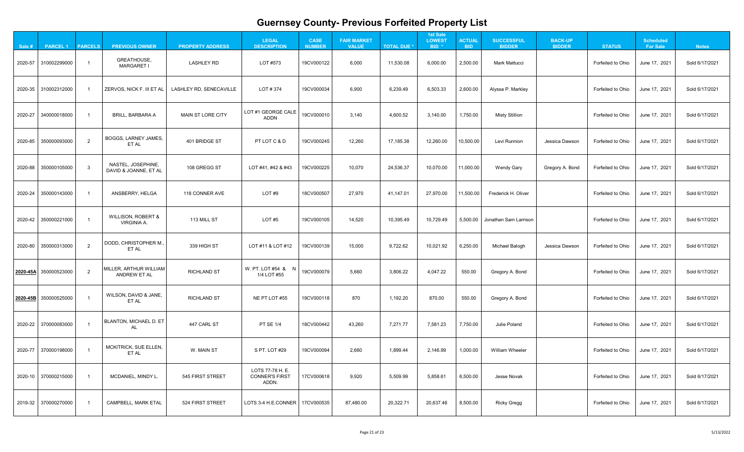# Guernsey County- Previous Forfeited Property List

| Sale # | PARCEL 1 | PARCELS | PREVIOUS OWNER | PROPERTY ADDRESS | LEGAL DESCRIPTION | CASE NUMBER | FAIR MARKET VALUE | TOTAL DUE * | 1st Sale LOWEST BID * | ACTUAL BID | SUCCESSFUL BIDDER | BACK-UP BIDDER | STATUS | Scheduled For Sale | Notes |
|---|---|---|---|---|---|---|---|---|---|---|---|---|---|---|---|
| 2020-57 | 310002299000 | 1 | GREATHOUSE, MARGARET I | LASHLEY RD | LOT #573 | 19CV000122 | 6,000 | 11,530.08 | 6,000.00 | 2,500.00 | Mark Mattucci | | Forfeited to Ohio | June 17, 2021 | Sold 6/17/2021 |
| 2020-35 | 310002312000 | 1 | ZERVOS, NICK F. III ET AL | LASHLEY RD, SENECAVILLE | LOT # 374 | 19CV000034 | 6,900 | 6,239.49 | 6,503.33 | 2,600.00 | Alyssa P. Markley | | Forfeited to Ohio | June 17, 2021 | Sold 6/17/2021 |
| 2020-27 | 340000018000 | 1 | BRILL, BARBARA A | MAIN ST LORE CITY | LOT #1 GEORGE CALE ADDN | 19CV000010 | 3,140 | 4,600.52 | 3,140.00 | 1,750.00 | Misty Stillion | | Forfeited to Ohio | June 17, 2021 | Sold 6/17/2021 |
| 2020-85 | 350000093000 | 2 | BOGGS, LARNEY JAMES, ET AL | 401 BRIDGE ST | PT LOT C & D | 19CV000245 | 12,260 | 17,185.38 | 12,260.00 | 10,500.00 | Levi Runnion | Jessica Dawson | Forfeited to Ohio | June 17, 2021 | Sold 6/17/2021 |
| 2020-88 | 350000105000 | 3 | NASTEL, JOSEPHINE, DAVID & JOANNE, ET AL | 108 GREGG ST | LOT #41, #42 & #43 | 19CV000225 | 10,070 | 24,536.37 | 10,070.00 | 11,000.00 | Wendy Gary | Gregory A. Bond | Forfeited to Ohio | June 17, 2021 | Sold 6/17/2021 |
| 2020-24 | 350000143000 | 1 | ANSBERRY, HELGA | 118 CONNER AVE | LOT #9 | 18CV000507 | 27,970 | 41,147.01 | 27,970.00 | 11,500.00 | Frederick H. Oliver | | Forfeited to Ohio | June 17, 2021 | Sold 6/17/2021 |
| 2020-42 | 350000221000 | 1 | WILLISON, ROBERT & VIRGINIA A. | 113 MILL ST | LOT #5 | 19CV000105 | 14,520 | 10,395.49 | 10,729.49 | 5,500.00 | Jonathan Sam Larrison | | Forfeited to Ohio | June 17, 2021 | Sold 6/17/2021 |
| 2020-80 | 350000313000 | 2 | DODD, CHRISTOPHER M., ET AL | 339 HIGH ST | LOT #11 & LOT #12 | 19CV000139 | 15,000 | 9,722.62 | 10,021.92 | 6,250.00 | Michael Balogh | Jessica Dawson | Forfeited to Ohio | June 17, 2021 | Sold 6/17/2021 |
| **2020-45A** | 350000523000 | 2 | MILLER, ARTHUR WILLIAM ANDREW ET AL | RICHLAND ST | W. PT. LOT #54 & N 1/4 LOT #55 | 19CV000079 | 5,660 | 3,806.22 | 4,047.22 | 550.00 | Gregory A. Bond | | Forfeited to Ohio | June 17, 2021 | Sold 6/17/2021 |
| **2020-45B** | 350000525000 | 1 | WILSON, DAVID & JANE, ET AL | RICHLAND ST | NE PT LOT #55 | 19CV000118 | 870 | 1,192.20 | 870.00 | 550.00 | Gregory A. Bond | | Forfeited to Ohio | June 17, 2021 | Sold 6/17/2021 |
| 2020-22 | 370000083000 | 1 | BLANTON, MICHAEL D. ET AL | 447 CARL ST | PT SE 1/4 | 18CV000442 | 43,260 | 7,271.77 | 7,581.23 | 7,750.00 | Julie Poland | | Forfeited to Ohio | June 17, 2021 | Sold 6/17/2021 |
| 2020-77 | 370000198000 | 1 | MCKITRICK, SUE ELLEN, ET AL | W. MAIN ST | S PT. LOT #29 | 19CV000094 | 2,660 | 1,899.44 | 2,146.99 | 1,000.00 | William Wheeler | | Forfeited to Ohio | June 17, 2021 | Sold 6/17/2021 |
| 2020-10 | 370000215000 | 1 | MCDANIEL, MINDY L. | 545 FIRST STREET | LOTS 77-78 H. E. CONNER'S FIRST ADDN. | 17CV000618 | 9,920 | 5,509.99 | 5,858.61 | 6,500.00 | Jesse Novak | | Forfeited to Ohio | June 17, 2021 | Sold 6/17/2021 |
| 2019-32 | 370000270000 | 1 | CAMPBELL, MARK ETAL | 524 FIRST STREET | LOTS 3-4 H.E.CONNER | 17CV000535 | 87,480.00 | 20,322.71 | 20,637.46 | 8,500.00 | Ricky Gregg | | Forfeited to Ohio | June 17, 2021 | Sold 6/17/2021 |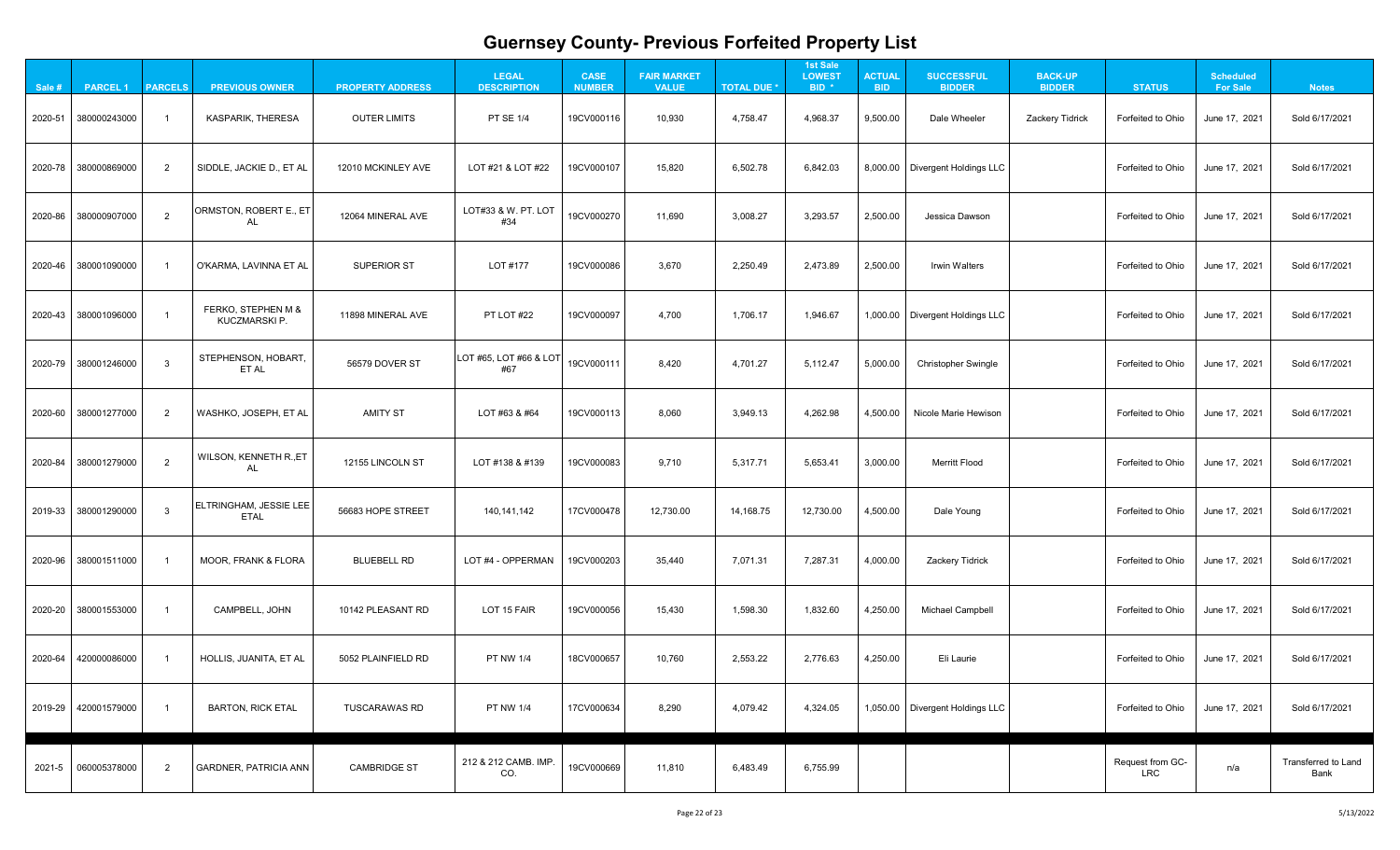# Guernsey County- Previous Forfeited Property List

| Sale # | PARCEL 1 | PARCELS | PREVIOUS OWNER | PROPERTY ADDRESS | LEGAL DESCRIPTION | CASE NUMBER | FAIR MARKET VALUE | TOTAL DUE * | 1st Sale LOWEST BID * | ACTUAL BID | SUCCESSFUL BIDDER | BACK-UP BIDDER | STATUS | Scheduled For Sale | Notes |
|---|---|---|---|---|---|---|---|---|---|---|---|---|---|---|---|
| 2020-51 | 380000243000 | 1 | KASPARIK, THERESA | OUTER LIMITS | PT SE 1/4 | 19CV000116 | 10,930 | 4,758.47 | 4,968.37 | 9,500.00 | Dale Wheeler | Zackery Tidrick | Forfeited to Ohio | June 17, 2021 | Sold 6/17/2021 |
| 2020-78 | 380000869000 | 2 | SIDDLE, JACKIE D., ET AL | 12010 MCKINLEY AVE | LOT #21 & LOT #22 | 19CV000107 | 15,820 | 6,502.78 | 6,842.03 | 8,000.00 | Divergent Holdings LLC | | Forfeited to Ohio | June 17, 2021 | Sold 6/17/2021 |
| 2020-86 | 380000907000 | 2 | ORMSTON, ROBERT E., ET AL | 12064 MINERAL AVE | LOT#33 & W. PT. LOT #34 | 19CV000270 | 11,690 | 3,008.27 | 3,293.57 | 2,500.00 | Jessica Dawson | | Forfeited to Ohio | June 17, 2021 | Sold 6/17/2021 |
| 2020-46 | 380001090000 | 1 | O'KARMA, LAVINNA ET AL | SUPERIOR ST | LOT #177 | 19CV000086 | 3,670 | 2,250.49 | 2,473.89 | 2,500.00 | Irwin Walters | | Forfeited to Ohio | June 17, 2021 | Sold 6/17/2021 |
| 2020-43 | 380001096000 | 1 | FERKO, STEPHEN M & KUCZMARSKI P. | 11898 MINERAL AVE | PT LOT #22 | 19CV000097 | 4,700 | 1,706.17 | 1,946.67 | 1,000.00 | Divergent Holdings LLC | | Forfeited to Ohio | June 17, 2021 | Sold 6/17/2021 |
| 2020-79 | 380001246000 | 3 | STEPHENSON, HOBART, ET AL | 56579 DOVER ST | LOT #65, LOT #66 & LOT #67 | 19CV000111 | 8,420 | 4,701.27 | 5,112.47 | 5,000.00 | Christopher Swingle | | Forfeited to Ohio | June 17, 2021 | Sold 6/17/2021 |
| 2020-60 | 380001277000 | 2 | WASHKO, JOSEPH, ET AL | AMITY ST | LOT #63 & #64 | 19CV000113 | 8,060 | 3,949.13 | 4,262.98 | 4,500.00 | Nicole Marie Hewison | | Forfeited to Ohio | June 17, 2021 | Sold 6/17/2021 |
| 2020-84 | 380001279000 | 2 | WILSON, KENNETH R.,ET AL | 12155 LINCOLN ST | LOT #138 & #139 | 19CV000083 | 9,710 | 5,317.71 | 5,653.41 | 3,000.00 | Merritt Flood | | Forfeited to Ohio | June 17, 2021 | Sold 6/17/2021 |
| 2019-33 | 380001290000 | 3 | ELTRINGHAM, JESSIE LEE ETAL | 56683 HOPE STREET | 140,141,142 | 17CV000478 | 12,730.00 | 14,168.75 | 12,730.00 | 4,500.00 | Dale Young | | Forfeited to Ohio | June 17, 2021 | Sold 6/17/2021 |
| 2020-96 | 380001511000 | 1 | MOOR, FRANK & FLORA | BLUEBELL RD | LOT #4 - OPPERMAN | 19CV000203 | 35,440 | 7,071.31 | 7,287.31 | 4,000.00 | Zackery Tidrick | | Forfeited to Ohio | June 17, 2021 | Sold 6/17/2021 |
| 2020-20 | 380001553000 | 1 | CAMPBELL, JOHN | 10142 PLEASANT RD | LOT 15 FAIR | 19CV000056 | 15,430 | 1,598.30 | 1,832.60 | 4,250.00 | Michael Campbell | | Forfeited to Ohio | June 17, 2021 | Sold 6/17/2021 |
| 2020-64 | 420000086000 | 1 | HOLLIS, JUANITA, ET AL | 5052 PLAINFIELD RD | PT NW 1/4 | 18CV000657 | 10,760 | 2,553.22 | 2,776.63 | 4,250.00 | Eli Laurie | | Forfeited to Ohio | June 17, 2021 | Sold 6/17/2021 |
| 2019-29 | 420001579000 | 1 | BARTON, RICK ETAL | TUSCARAWAS RD | PT NW 1/4 | 17CV000634 | 8,290 | 4,079.42 | 4,324.05 | 1,050.00 | Divergent Holdings LLC | | Forfeited to Ohio | June 17, 2021 | Sold 6/17/2021 |
| 2021-5 | 060005378000 | 2 | GARDNER, PATRICIA ANN | CAMBRIDGE ST | 212 & 212 CAMB. IMP. CO. | 19CV000669 | 11,810 | 6,483.49 | 6,755.99 | | | | Request from GC-LRC | n/a | Transferred to Land Bank |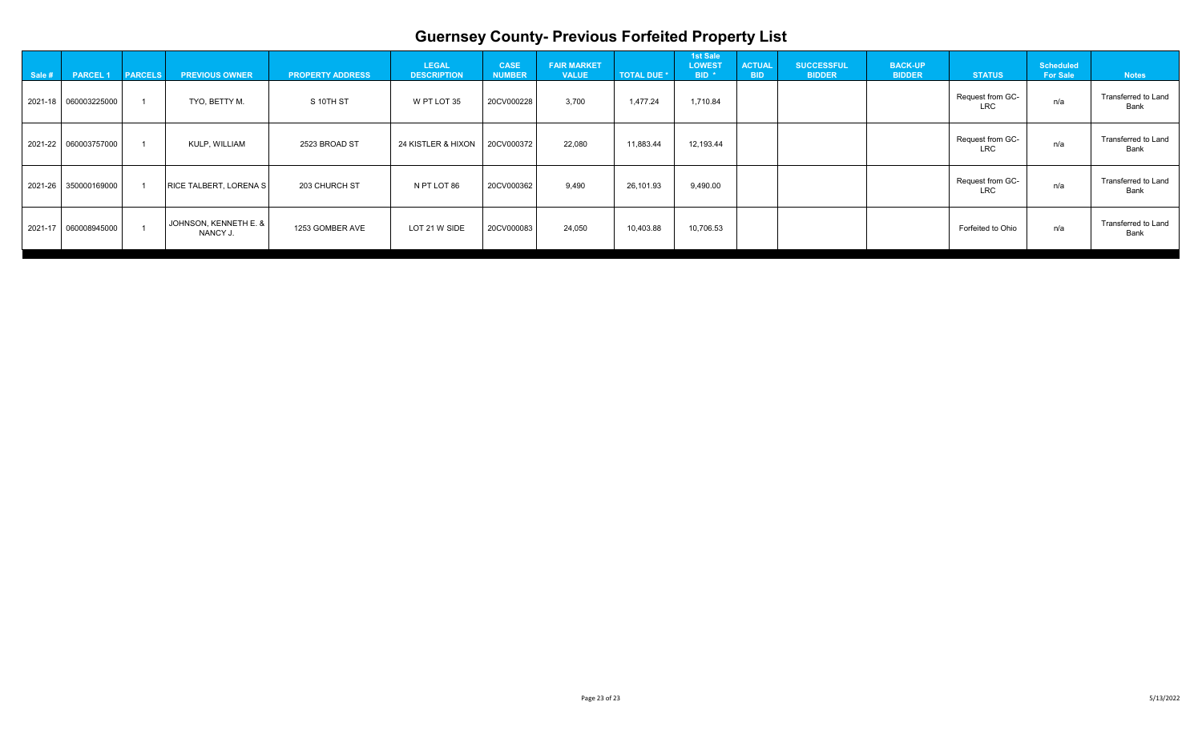# Guernsey County- Previous Forfeited Property List

| Sale # | PARCEL 1 | PARCELS | PREVIOUS OWNER | PROPERTY ADDRESS | LEGAL DESCRIPTION | CASE NUMBER | FAIR MARKET VALUE | TOTAL DUE * | 1st Sale LOWEST BID * | ACTUAL BID | SUCCESSFUL BIDDER | BACK-UP BIDDER | STATUS | Scheduled For Sale | Notes |
|---|---|---|---|---|---|---|---|---|---|---|---|---|---|---|---|
| 2021-18 | 060003225000 | 1 | TYO, BETTY M. | S 10TH ST | W PT LOT 35 | 20CV000228 | 3,700 | 1,477.24 | 1,710.84 | | | | Request from GC-LRC | n/a | Transferred to Land Bank |
| 2021-22 | 060003757000 | 1 | KULP, WILLIAM | 2523 BROAD ST | 24 KISTLER & HIXON | 20CV000372 | 22,080 | 11,883.44 | 12,193.44 | | | | Request from GC-LRC | n/a | Transferred to Land Bank |
| 2021-26 | 350000169000 | 1 | RICE TALBERT, LORENA S | 203 CHURCH ST | N PT LOT 86 | 20CV000362 | 9,490 | 26,101.93 | 9,490.00 | | | | Request from GC-LRC | n/a | Transferred to Land Bank |
| 2021-17 | 060008945000 | 1 | JOHNSON, KENNETH E. & NANCY J. | 1253 GOMBER AVE | LOT 21 W SIDE | 20CV000083 | 24,050 | 10,403.88 | 10,706.53 | | | | Forfeited to Ohio | n/a | Transferred to Land Bank |

5/13/2022